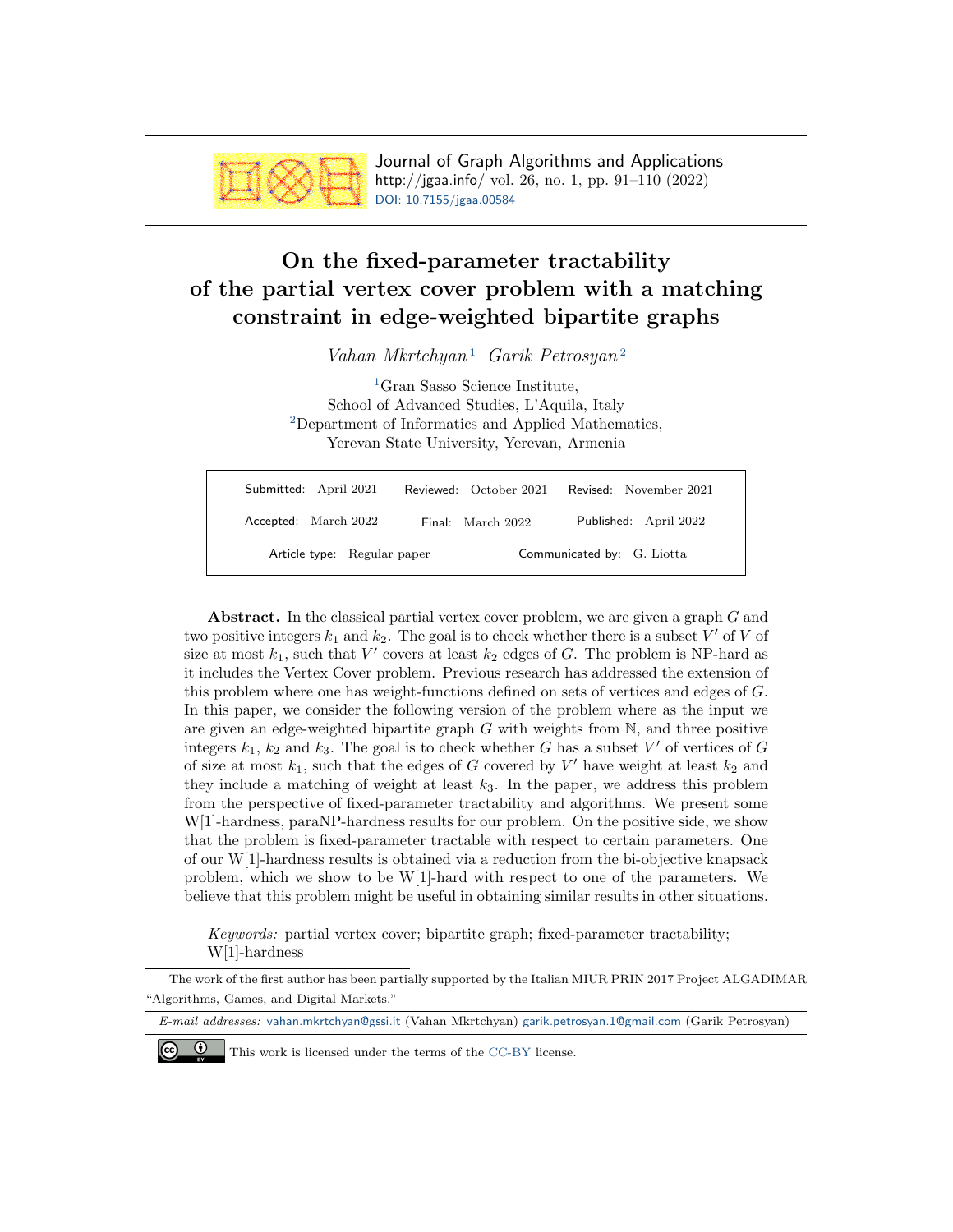# On the fixed-parameter tractability of the partial vertex cover problem with a matching constraint in edge-weighted bipartite graphs

*Vahan Mkrtchyan*[1] *Garik Petrosyan*[2]

[1]Gran Sasso Science Institute,
School of Advanced Studies, L'Aquila, Italy
[2]Department of Informatics and Applied Mathematics,
Yerevan State University, Yerevan, Armenia

| Submitted: April 2021 | Reviewed: October 2021 | Revised: November 2021 |
|---|---|---|
| Accepted: March 2022 | Final: March 2022 | Published: April 2022 |
| Article type: Regular paper | Communicated by: G. Liotta | |

**Abstract.** In the classical partial vertex cover problem, we are given a graph $G$ and two positive integers $k_1$ and $k_2$. The goal is to check whether there is a subset $V'$ of $V$ of size at most $k_1$, such that $V'$ covers at least $k_2$ edges of $G$. The problem is NP-hard as it includes the Vertex Cover problem. Previous research has addressed the extension of this problem where one has weight-functions defined on sets of vertices and edges of $G$. In this paper, we consider the following version of the problem where as the input we are given an edge-weighted bipartite graph $G$ with weights from $\mathbb{N}$, and three positive integers $k_1$, $k_2$ and $k_3$. The goal is to check whether $G$ has a subset $V'$ of vertices of $G$ of size at most $k_1$, such that the edges of $G$ covered by $V'$ have weight at least $k_2$ and they include a matching of weight at least $k_3$. In the paper, we address this problem from the perspective of fixed-parameter tractability and algorithms. We present some W[1]-hardness, paraNP-hardness results for our problem. On the positive side, we show that the problem is fixed-parameter tractable with respect to certain parameters. One of our W[1]-hardness results is obtained via a reduction from the bi-objective knapsack problem, which we show to be W[1]-hard with respect to one of the parameters. We believe that this problem might be useful in obtaining similar results in other situations.

*Keywords:* partial vertex cover; bipartite graph; fixed-parameter tractability; W[1]-hardness

The work of the first author has been partially supported by the Italian MIUR PRIN 2017 Project ALGADIMAR "Algorithms, Games, and Digital Markets."

*E-mail addresses:* vahan.mkrtchyan@gssi.it (Vahan Mkrtchyan) garik.petrosyan.1@gmail.com (Garik Petrosyan)

This work is licensed under the terms of the CC-BY license.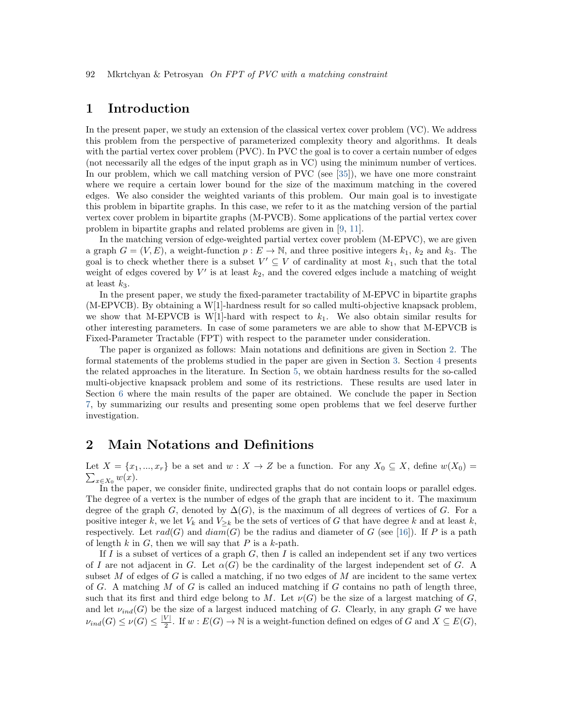# 1 Introduction

In the present paper, we study an extension of the classical vertex cover problem (VC). We address this problem from the perspective of parameterized complexity theory and algorithms. It deals with the partial vertex cover problem (PVC). In PVC the goal is to cover a certain number of edges (not necessarily all the edges of the input graph as in VC) using the minimum number of vertices. In our problem, which we call matching version of PVC (see [35]), we have one more constraint where we require a certain lower bound for the size of the maximum matching in the covered edges. We also consider the weighted variants of this problem. Our main goal is to investigate this problem in bipartite graphs. In this case, we refer to it as the matching version of the partial vertex cover problem in bipartite graphs (M-PVCB). Some applications of the partial vertex cover problem in bipartite graphs and related problems are given in [9, 11].

In the matching version of edge-weighted partial vertex cover problem (M-EPVC), we are given a graph $G = (V, E)$, a weight-function $p : E \to \mathbb{N}$, and three positive integers $k_1$, $k_2$ and $k_3$. The goal is to check whether there is a subset $V' \subseteq V$ of cardinality at most $k_1$, such that the total weight of edges covered by $V'$ is at least $k_2$, and the covered edges include a matching of weight at least $k_3$.

In the present paper, we study the fixed-parameter tractability of M-EPVC in bipartite graphs (M-EPVCB). By obtaining a W[1]-hardness result for so called multi-objective knapsack problem, we show that M-EPVCB is W[1]-hard with respect to $k_1$. We also obtain similar results for other interesting parameters. In case of some parameters we are able to show that M-EPVCB is Fixed-Parameter Tractable (FPT) with respect to the parameter under consideration.

The paper is organized as follows: Main notations and definitions are given in Section 2. The formal statements of the problems studied in the paper are given in Section 3. Section 4 presents the related approaches in the literature. In Section 5, we obtain hardness results for the so-called multi-objective knapsack problem and some of its restrictions. These results are used later in Section 6 where the main results of the paper are obtained. We conclude the paper in Section 7, by summarizing our results and presenting some open problems that we feel deserve further investigation.

# 2 Main Notations and Definitions

Let $X = \{x_1, ..., x_r\}$ be a set and $w : X \to Z$ be a function. For any $X_0 \subseteq X$, define $w(X_0) = \sum_{x \in X_0} w(x)$.

In the paper, we consider finite, undirected graphs that do not contain loops or parallel edges. The degree of a vertex is the number of edges of the graph that are incident to it. The maximum degree of the graph $G$, denoted by $\Delta(G)$, is the maximum of all degrees of vertices of $G$. For a positive integer $k$, we let $V_k$ and $V_{\geq k}$ be the sets of vertices of $G$ that have degree $k$ and at least $k$, respectively. Let $rad(G)$ and $diam(G)$ be the radius and diameter of $G$ (see [16]). If $P$ is a path of length $k$ in $G$, then we will say that $P$ is a $k$-path.

If $I$ is a subset of vertices of a graph $G$, then $I$ is called an independent set if any two vertices of $I$ are not adjacent in $G$. Let $\alpha(G)$ be the cardinality of the largest independent set of $G$. A subset $M$ of edges of $G$ is called a matching, if no two edges of $M$ are incident to the same vertex of $G$. A matching $M$ of $G$ is called an induced matching if $G$ contains no path of length three, such that its first and third edge belong to $M$. Let $\nu(G)$ be the size of a largest matching of $G$, and let $\nu_{ind}(G)$ be the size of a largest induced matching of $G$. Clearly, in any graph $G$ we have $\nu_{ind}(G) \leq \nu(G) \leq \frac{|V|}{2}$. If $w : E(G) \to \mathbb{N}$ is a weight-function defined on edges of $G$ and $X \subseteq E(G)$,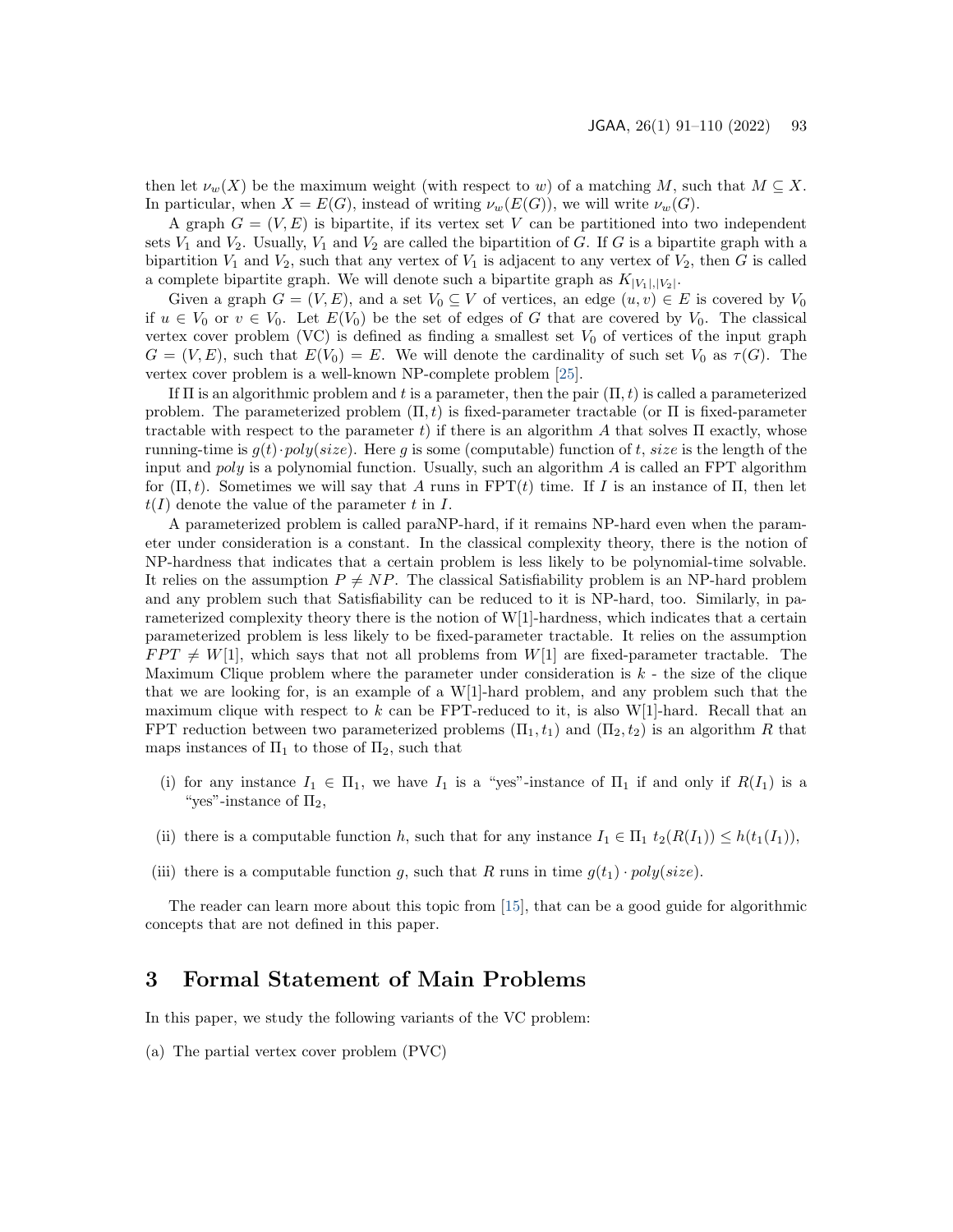then let $\nu_w(X)$ be the maximum weight (with respect to $w$) of a matching $M$, such that $M \subseteq X$. In particular, when $X = E(G)$, instead of writing $\nu_w(E(G))$, we will write $\nu_w(G)$.

A graph $G = (V, E)$ is bipartite, if its vertex set $V$ can be partitioned into two independent sets $V_1$ and $V_2$. Usually, $V_1$ and $V_2$ are called the bipartition of $G$. If $G$ is a bipartite graph with a bipartition $V_1$ and $V_2$, such that any vertex of $V_1$ is adjacent to any vertex of $V_2$, then $G$ is called a complete bipartite graph. We will denote such a bipartite graph as $K_{|V_1|,|V_2|}$.

Given a graph $G = (V, E)$, and a set $V_0 \subseteq V$ of vertices, an edge $(u, v) \in E$ is covered by $V_0$ if $u \in V_0$ or $v \in V_0$. Let $E(V_0)$ be the set of edges of $G$ that are covered by $V_0$. The classical vertex cover problem (VC) is defined as finding a smallest set $V_0$ of vertices of the input graph $G = (V, E)$, such that $E(V_0) = E$. We will denote the cardinality of such set $V_0$ as $\tau(G)$. The vertex cover problem is a well-known NP-complete problem [25].

If $\Pi$ is an algorithmic problem and $t$ is a parameter, then the pair $(\Pi, t)$ is called a parameterized problem. The parameterized problem $(\Pi, t)$ is fixed-parameter tractable (or $\Pi$ is fixed-parameter tractable with respect to the parameter $t$) if there is an algorithm $A$ that solves $\Pi$ exactly, whose running-time is $g(t) \cdot poly(size)$. Here $g$ is some (computable) function of $t$, $size$ is the length of the input and $poly$ is a polynomial function. Usually, such an algorithm $A$ is called an FPT algorithm for $(\Pi, t)$. Sometimes we will say that $A$ runs in FPT($t$) time. If $I$ is an instance of $\Pi$, then let $t(I)$ denote the value of the parameter $t$ in $I$.

A parameterized problem is called paraNP-hard, if it remains NP-hard even when the parameter under consideration is a constant. In the classical complexity theory, there is the notion of NP-hardness that indicates that a certain problem is less likely to be polynomial-time solvable. It relies on the assumption $P \neq NP$. The classical Satisfiability problem is an NP-hard problem and any problem such that Satisfiability can be reduced to it is NP-hard, too. Similarly, in parameterized complexity theory there is the notion of W[1]-hardness, which indicates that a certain parameterized problem is less likely to be fixed-parameter tractable. It relies on the assumption $FPT \neq W[1]$, which says that not all problems from $W[1]$ are fixed-parameter tractable. The Maximum Clique problem where the parameter under consideration is $k$ - the size of the clique that we are looking for, is an example of a W[1]-hard problem, and any problem such that the maximum clique with respect to $k$ can be FPT-reduced to it, is also W[1]-hard. Recall that an FPT reduction between two parameterized problems $(\Pi_1, t_1)$ and $(\Pi_2, t_2)$ is an algorithm $R$ that maps instances of $\Pi_1$ to those of $\Pi_2$, such that

(i) for any instance $I_1 \in \Pi_1$, we have $I_1$ is a "yes"-instance of $\Pi_1$ if and only if $R(I_1)$ is a "yes"-instance of $\Pi_2$,

(ii) there is a computable function $h$, such that for any instance $I_1 \in \Pi_1$ $t_2(R(I_1)) \leq h(t_1(I_1))$,

(iii) there is a computable function $g$, such that $R$ runs in time $g(t_1) \cdot poly(size)$.

The reader can learn more about this topic from [15], that can be a good guide for algorithmic concepts that are not defined in this paper.

# 3 Formal Statement of Main Problems

In this paper, we study the following variants of the VC problem:

(a) The partial vertex cover problem (PVC)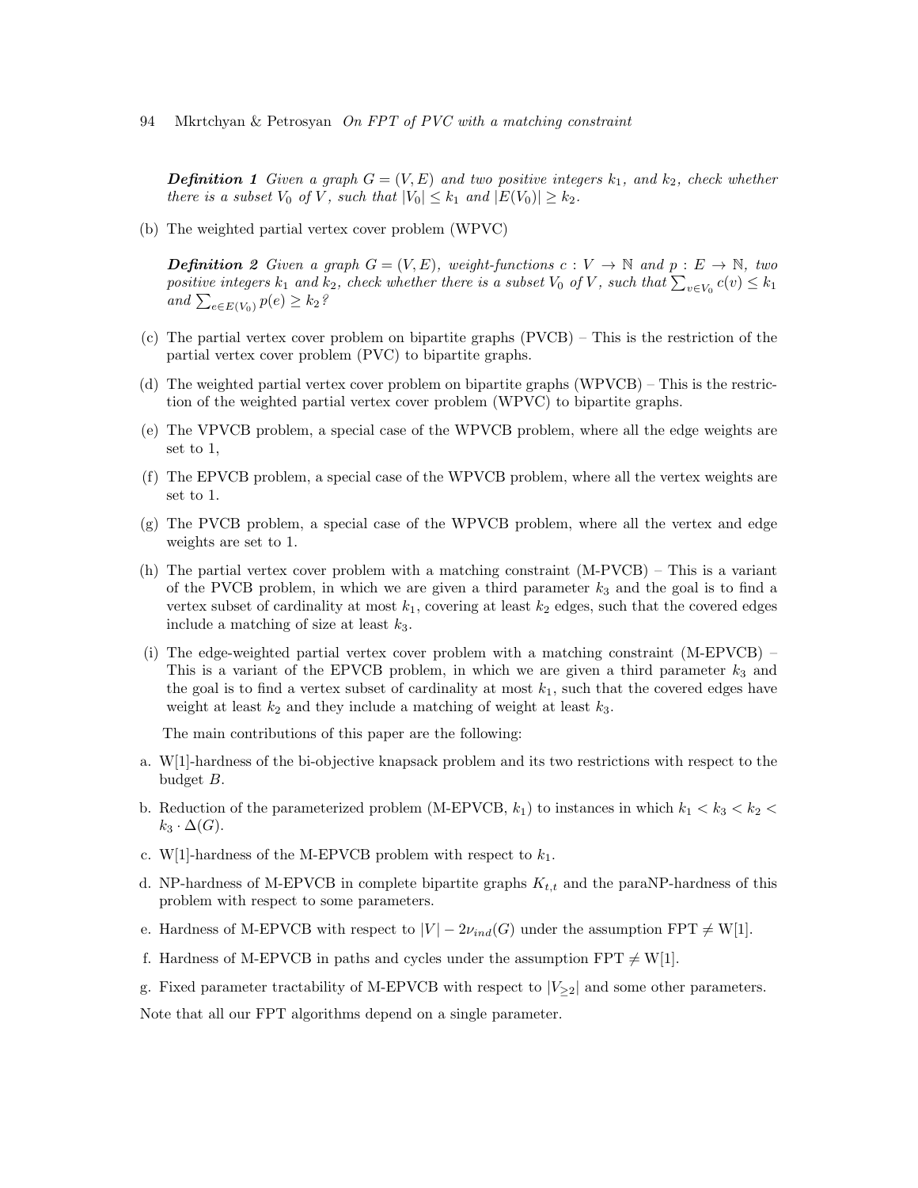***Definition 1*** *Given a graph $G = (V, E)$ and two positive integers $k_1$, and $k_2$, check whether there is a subset $V_0$ of $V$, such that $|V_0| \leq k_1$ and $|E(V_0)| \geq k_2$.*

(b) The weighted partial vertex cover problem (WPVC)

***Definition 2*** *Given a graph $G = (V, E)$, weight-functions $c : V \to \mathbb{N}$ and $p : E \to \mathbb{N}$, two positive integers $k_1$ and $k_2$, check whether there is a subset $V_0$ of $V$, such that $\sum_{v \in V_0} c(v) \leq k_1$ and $\sum_{e \in E(V_0)} p(e) \geq k_2$?*

(c) The partial vertex cover problem on bipartite graphs (PVCB) – This is the restriction of the partial vertex cover problem (PVC) to bipartite graphs.

(d) The weighted partial vertex cover problem on bipartite graphs (WPVCB) – This is the restriction of the weighted partial vertex cover problem (WPVC) to bipartite graphs.

(e) The VPVCB problem, a special case of the WPVCB problem, where all the edge weights are set to 1,

(f) The EPVCB problem, a special case of the WPVCB problem, where all the vertex weights are set to 1.

(g) The PVCB problem, a special case of the WPVCB problem, where all the vertex and edge weights are set to 1.

(h) The partial vertex cover problem with a matching constraint (M-PVCB) – This is a variant of the PVCB problem, in which we are given a third parameter $k_3$ and the goal is to find a vertex subset of cardinality at most $k_1$, covering at least $k_2$ edges, such that the covered edges include a matching of size at least $k_3$.

(i) The edge-weighted partial vertex cover problem with a matching constraint (M-EPVCB) – This is a variant of the EPVCB problem, in which we are given a third parameter $k_3$ and the goal is to find a vertex subset of cardinality at most $k_1$, such that the covered edges have weight at least $k_2$ and they include a matching of weight at least $k_3$.

The main contributions of this paper are the following:

a. W[1]-hardness of the bi-objective knapsack problem and its two restrictions with respect to the budget $B$.

b. Reduction of the parameterized problem (M-EPVCB, $k_1$) to instances in which $k_1 < k_3 < k_2 < k_3 \cdot \Delta(G)$.

c. W[1]-hardness of the M-EPVCB problem with respect to $k_1$.

d. NP-hardness of M-EPVCB in complete bipartite graphs $K_{t,t}$ and the paraNP-hardness of this problem with respect to some parameters.

e. Hardness of M-EPVCB with respect to $|V| - 2\nu_{ind}(G)$ under the assumption FPT $\neq$ W[1].

f. Hardness of M-EPVCB in paths and cycles under the assumption FPT $\neq$ W[1].

g. Fixed parameter tractability of M-EPVCB with respect to $|V_{\geq 2}|$ and some other parameters.

Note that all our FPT algorithms depend on a single parameter.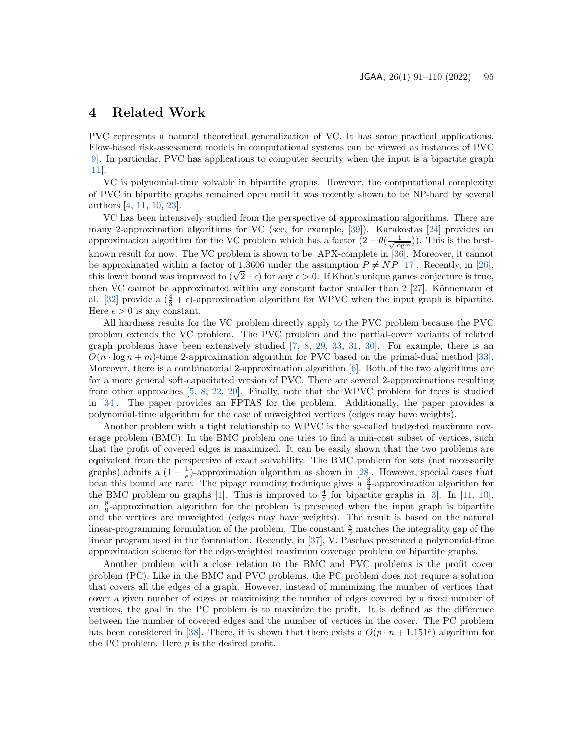# 4 Related Work

PVC represents a natural theoretical generalization of VC. It has some practical applications. Flow-based risk-assessment models in computational systems can be viewed as instances of PVC [9]. In particular, PVC has applications to computer security when the input is a bipartite graph [11].

VC is polynomial-time solvable in bipartite graphs. However, the computational complexity of PVC in bipartite graphs remained open until it was recently shown to be NP-hard by several authors [4, 11, 10, 23].

VC has been intensively studied from the perspective of approximation algorithms. There are many 2-approximation algorithms for VC (see, for example, [39]). Karakostas [24] provides an approximation algorithm for the VC problem which has a factor $(2-\theta(\frac{1}{\sqrt{\log n}}))$. This is the best-known result for now. The VC problem is shown to be APX-complete in [36]. Moreover, it cannot be approximated within a factor of 1.3606 under the assumption $P \neq NP$ [17]. Recently, in [26], this lower bound was improved to $(\sqrt{2}-\epsilon)$ for any $\epsilon > 0$. If Khot's unique games conjecture is true, then VC cannot be approximated within any constant factor smaller than 2 [27]. Könnemann et al. [32] provide a $(\frac{4}{3}+\epsilon)$-approximation algorithm for WPVC when the input graph is bipartite. Here $\epsilon > 0$ is any constant.

All hardness results for the VC problem directly apply to the PVC problem because the PVC problem extends the VC problem. The PVC problem and the partial-cover variants of related graph problems have been extensively studied [7, 8, 29, 33, 31, 30]. For example, there is an $O(n \cdot \log n + m)$-time 2-approximation algorithm for PVC based on the primal-dual method [33]. Moreover, there is a combinatorial 2-approximation algorithm [6]. Both of the two algorithms are for a more general soft-capacitated version of PVC. There are several 2-approximations resulting from other approaches [5, 8, 22, 20]. Finally, note that the WPVC problem for trees is studied in [34]. The paper provides an FPTAS for the problem. Additionally, the paper provides a polynomial-time algorithm for the case of unweighted vertices (edges may have weights).

Another problem with a tight relationship to WPVC is the so-called budgeted maximum coverage problem (BMC). In the BMC problem one tries to find a min-cost subset of vertices, such that the profit of covered edges is maximized. It can be easily shown that the two problems are equivalent from the perspective of exact solvability. The BMC problem for sets (not necessarily graphs) admits a $(1-\frac{1}{e})$-approximation algorithm as shown in [28]. However, special cases that beat this bound are rare. The pipage rounding technique gives a $\frac{3}{4}$-approximation algorithm for the BMC problem on graphs [1]. This is improved to $\frac{4}{5}$ for bipartite graphs in [3]. In [11, 10], an $\frac{8}{9}$-approximation algorithm for the problem is presented when the input graph is bipartite and the vertices are unweighted (edges may have weights). The result is based on the natural linear-programming formulation of the problem. The constant $\frac{8}{9}$ matches the integrality gap of the linear program used in the formulation. Recently, in [37], V. Paschos presented a polynomial-time approximation scheme for the edge-weighted maximum coverage problem on bipartite graphs.

Another problem with a close relation to the BMC and PVC problems is the profit cover problem (PC). Like in the BMC and PVC problems, the PC problem does not require a solution that covers all the edges of a graph. However, instead of minimizing the number of vertices that cover a given number of edges or maximizing the number of edges covered by a fixed number of vertices, the goal in the PC problem is to maximize the profit. It is defined as the difference between the number of covered edges and the number of vertices in the cover. The PC problem has been considered in [38]. There, it is shown that there exists a $O(p \cdot n + 1.151^p)$ algorithm for the PC problem. Here $p$ is the desired profit.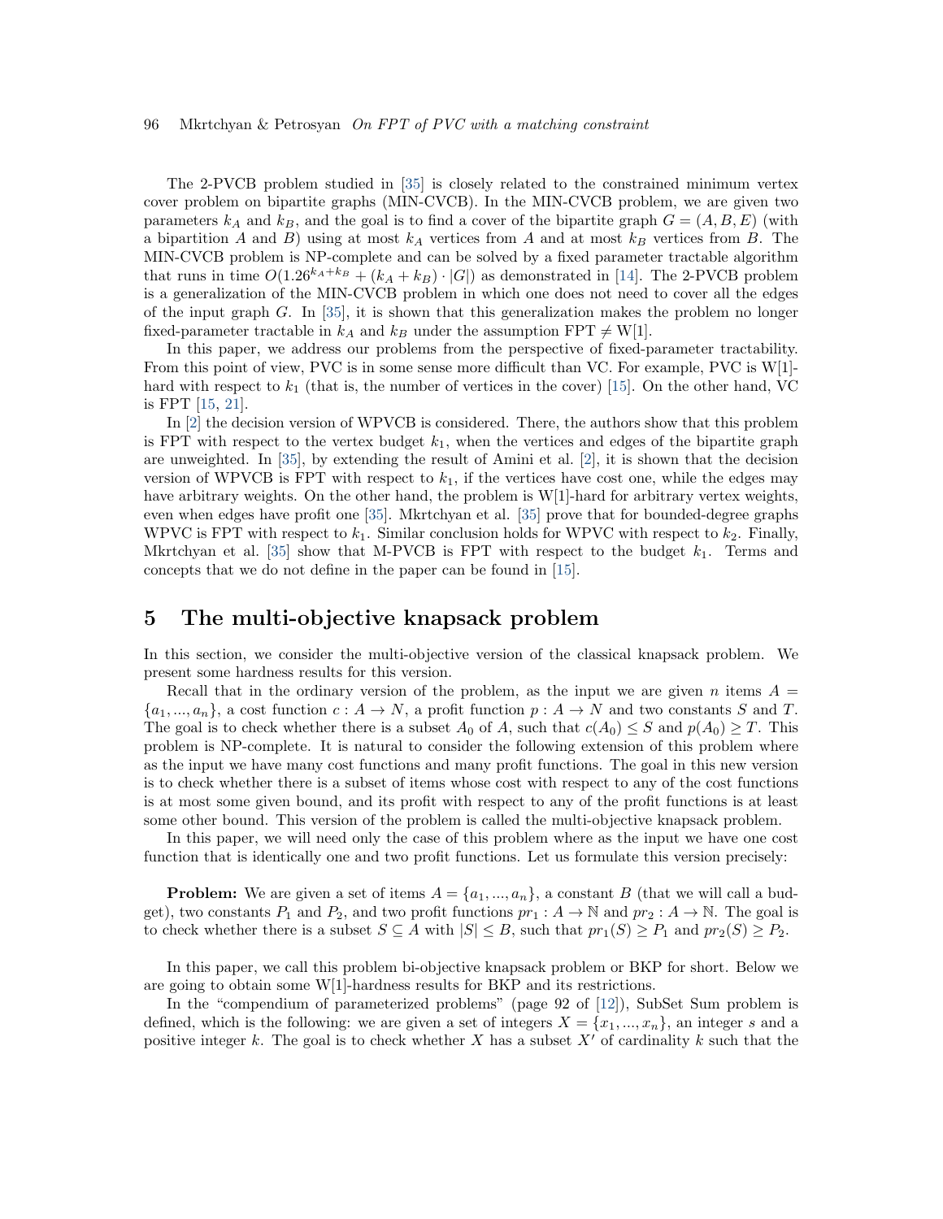The 2-PVCB problem studied in [35] is closely related to the constrained minimum vertex cover problem on bipartite graphs (MIN-CVCB). In the MIN-CVCB problem, we are given two parameters $k_A$ and $k_B$, and the goal is to find a cover of the bipartite graph $G = (A, B, E)$ (with a bipartition $A$ and $B$) using at most $k_A$ vertices from $A$ and at most $k_B$ vertices from $B$. The MIN-CVCB problem is NP-complete and can be solved by a fixed parameter tractable algorithm that runs in time $O(1.26^{k_A+k_B} + (k_A + k_B) \cdot |G|)$ as demonstrated in [14]. The 2-PVCB problem is a generalization of the MIN-CVCB problem in which one does not need to cover all the edges of the input graph $G$. In [35], it is shown that this generalization makes the problem no longer fixed-parameter tractable in $k_A$ and $k_B$ under the assumption FPT $\neq$ W[1].

In this paper, we address our problems from the perspective of fixed-parameter tractability. From this point of view, PVC is in some sense more difficult than VC. For example, PVC is W[1]-hard with respect to $k_1$ (that is, the number of vertices in the cover) [15]. On the other hand, VC is FPT [15, 21].

In [2] the decision version of WPVCB is considered. There, the authors show that this problem is FPT with respect to the vertex budget $k_1$, when the vertices and edges of the bipartite graph are unweighted. In [35], by extending the result of Amini et al. [2], it is shown that the decision version of WPVCB is FPT with respect to $k_1$, if the vertices have cost one, while the edges may have arbitrary weights. On the other hand, the problem is W[1]-hard for arbitrary vertex weights, even when edges have profit one [35]. Mkrtchyan et al. [35] prove that for bounded-degree graphs WPVC is FPT with respect to $k_1$. Similar conclusion holds for WPVC with respect to $k_2$. Finally, Mkrtchyan et al. [35] show that M-PVCB is FPT with respect to the budget $k_1$. Terms and concepts that we do not define in the paper can be found in [15].

# 5 The multi-objective knapsack problem

In this section, we consider the multi-objective version of the classical knapsack problem. We present some hardness results for this version.

Recall that in the ordinary version of the problem, as the input we are given $n$ items $A = \{a_1, ..., a_n\}$, a cost function $c : A \to N$, a profit function $p : A \to N$ and two constants $S$ and $T$. The goal is to check whether there is a subset $A_0$ of $A$, such that $c(A_0) \leq S$ and $p(A_0) \geq T$. This problem is NP-complete. It is natural to consider the following extension of this problem where as the input we have many cost functions and many profit functions. The goal in this new version is to check whether there is a subset of items whose cost with respect to any of the cost functions is at most some given bound, and its profit with respect to any of the profit functions is at least some other bound. This version of the problem is called the multi-objective knapsack problem.

In this paper, we will need only the case of this problem where as the input we have one cost function that is identically one and two profit functions. Let us formulate this version precisely:

**Problem:** We are given a set of items $A = \{a_1, ..., a_n\}$, a constant $B$ (that we will call a budget), two constants $P_1$ and $P_2$, and two profit functions $pr_1 : A \to \mathbb{N}$ and $pr_2 : A \to \mathbb{N}$. The goal is to check whether there is a subset $S \subseteq A$ with $|S| \leq B$, such that $pr_1(S) \geq P_1$ and $pr_2(S) \geq P_2$.

In this paper, we call this problem bi-objective knapsack problem or BKP for short. Below we are going to obtain some W[1]-hardness results for BKP and its restrictions.

In the "compendium of parameterized problems" (page 92 of [12]), SubSet Sum problem is defined, which is the following: we are given a set of integers $X = \{x_1, ..., x_n\}$, an integer $s$ and a positive integer $k$. The goal is to check whether $X$ has a subset $X'$ of cardinality $k$ such that the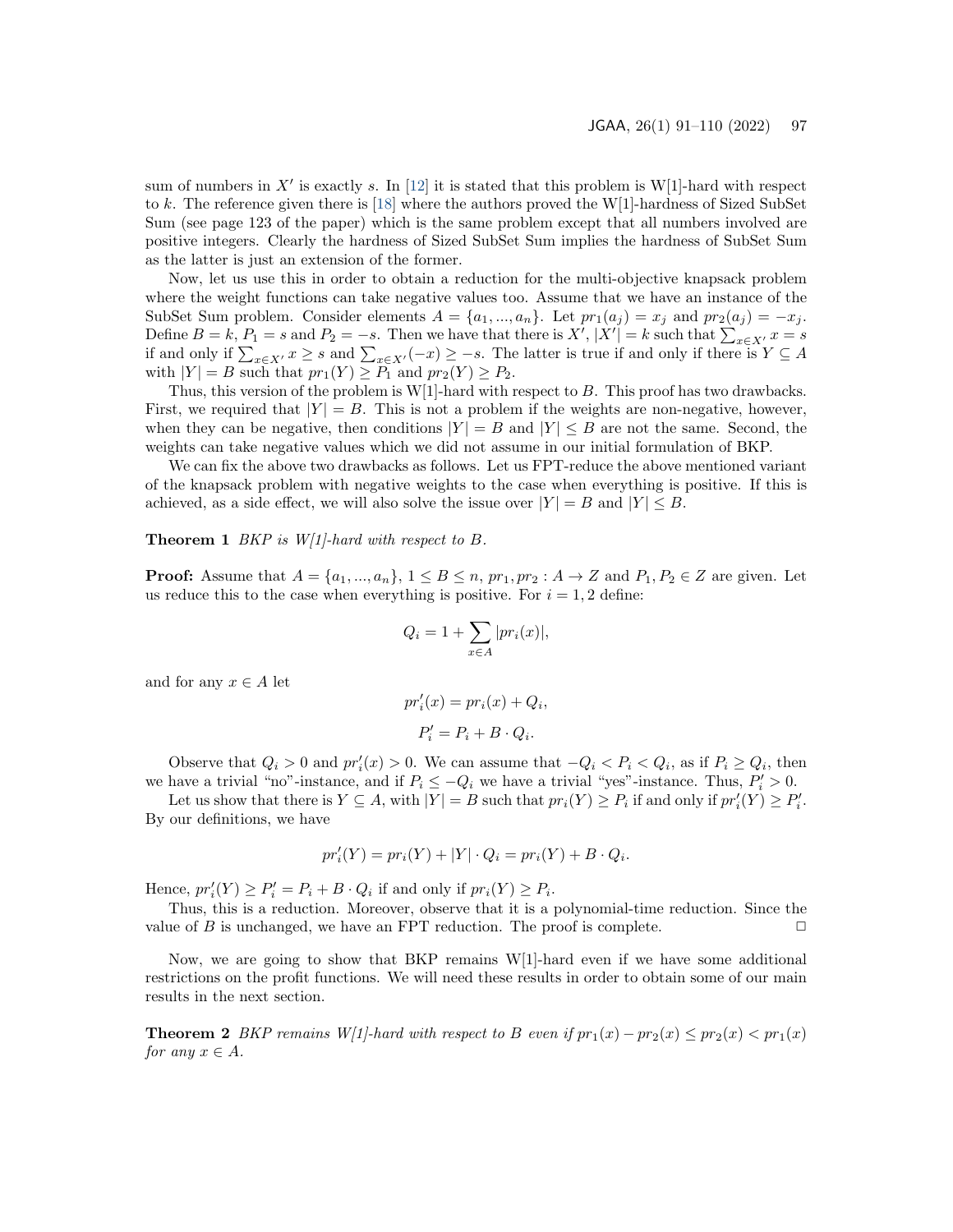sum of numbers in $X'$ is exactly $s$. In [12] it is stated that this problem is W[1]-hard with respect to $k$. The reference given there is [18] where the authors proved the W[1]-hardness of Sized SubSet Sum (see page 123 of the paper) which is the same problem except that all numbers involved are positive integers. Clearly the hardness of Sized SubSet Sum implies the hardness of SubSet Sum as the latter is just an extension of the former.

Now, let us use this in order to obtain a reduction for the multi-objective knapsack problem where the weight functions can take negative values too. Assume that we have an instance of the SubSet Sum problem. Consider elements $A = \{a_1, ..., a_n\}$. Let $pr_1(a_j) = x_j$ and $pr_2(a_j) = -x_j$. Define $B = k$, $P_1 = s$ and $P_2 = -s$. Then we have that there is $X'$, $|X'| = k$ such that $\sum_{x \in X'} x = s$ if and only if $\sum_{x \in X'} x \geq s$ and $\sum_{x \in X'} (-x) \geq -s$. The latter is true if and only if there is $Y \subseteq A$ with $|Y| = B$ such that $pr_1(Y) \geq P_1$ and $pr_2(Y) \geq P_2$.

Thus, this version of the problem is W[1]-hard with respect to $B$. This proof has two drawbacks. First, we required that $|Y| = B$. This is not a problem if the weights are non-negative, however, when they can be negative, then conditions $|Y| = B$ and $|Y| \leq B$ are not the same. Second, the weights can take negative values which we did not assume in our initial formulation of BKP.

We can fix the above two drawbacks as follows. Let us FPT-reduce the above mentioned variant of the knapsack problem with negative weights to the case when everything is positive. If this is achieved, as a side effect, we will also solve the issue over $|Y| = B$ and $|Y| \leq B$.

**Theorem 1** *BKP is W[1]-hard with respect to B.*

**Proof:** Assume that $A = \{a_1, ..., a_n\}$, $1 \leq B \leq n$, $pr_1, pr_2 : A \to Z$ and $P_1, P_2 \in Z$ are given. Let us reduce this to the case when everything is positive. For $i = 1, 2$ define:

$$Q_i = 1 + \sum_{x \in A} |pr_i(x)|,$$

and for any $x \in A$ let

$$pr'_i(x) = pr_i(x) + Q_i,$$

$$P'_i = P_i + B \cdot Q_i.$$

Observe that $Q_i > 0$ and $pr'_i(x) > 0$. We can assume that $-Q_i < P_i < Q_i$, as if $P_i \geq Q_i$, then we have a trivial "no"-instance, and if $P_i \leq -Q_i$ we have a trivial "yes"-instance. Thus, $P'_i > 0$.

Let us show that there is $Y \subseteq A$, with $|Y| = B$ such that $pr_i(Y) \geq P_i$ if and only if $pr'_i(Y) \geq P'_i$. By our definitions, we have

$$pr'_i(Y) = pr_i(Y) + |Y| \cdot Q_i = pr_i(Y) + B \cdot Q_i.$$

Hence, $pr'_i(Y) \geq P'_i = P_i + B \cdot Q_i$ if and only if $pr_i(Y) \geq P_i$.

Thus, this is a reduction. Moreover, observe that it is a polynomial-time reduction. Since the value of $B$ is unchanged, we have an FPT reduction. The proof is complete. □

Now, we are going to show that BKP remains W[1]-hard even if we have some additional restrictions on the profit functions. We will need these results in order to obtain some of our main results in the next section.

**Theorem 2** *BKP remains W[1]-hard with respect to B even if $pr_1(x) - pr_2(x) \leq pr_2(x) < pr_1(x)$ for any $x \in A$.*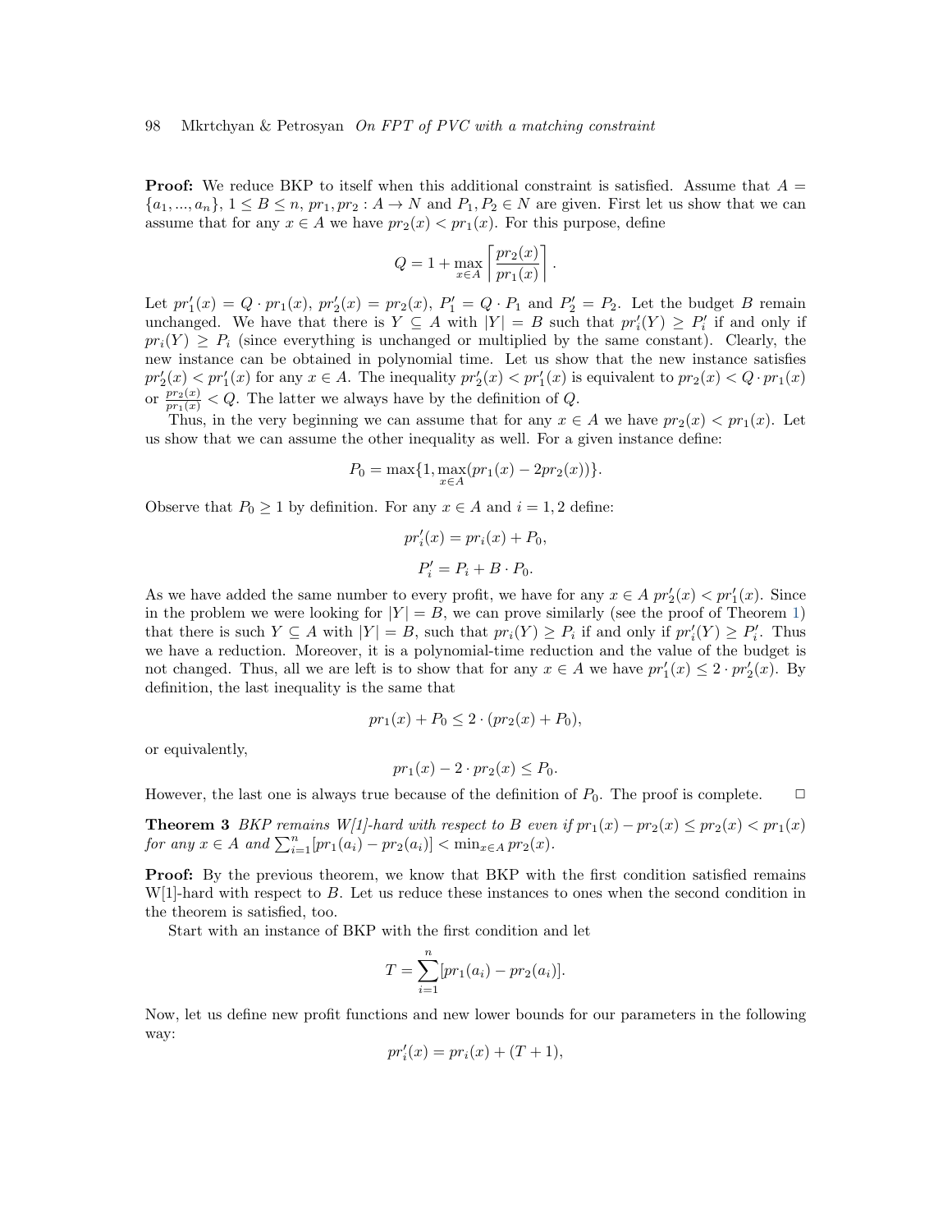**Proof:** We reduce BKP to itself when this additional constraint is satisfied. Assume that $A = \{a_1, ..., a_n\}$, $1 \leq B \leq n$, $pr_1, pr_2 : A \to N$ and $P_1, P_2 \in N$ are given. First let us show that we can assume that for any $x \in A$ we have $pr_2(x) < pr_1(x)$. For this purpose, define

$$Q = 1 + \max_{x \in A} \left\lceil \frac{pr_2(x)}{pr_1(x)} \right\rceil.$$

Let $pr'_1(x) = Q \cdot pr_1(x)$, $pr'_2(x) = pr_2(x)$, $P'_1 = Q \cdot P_1$ and $P'_2 = P_2$. Let the budget $B$ remain unchanged. We have that there is $Y \subseteq A$ with $|Y| = B$ such that $pr'_i(Y) \geq P'_i$ if and only if $pr_i(Y) \geq P_i$ (since everything is unchanged or multiplied by the same constant). Clearly, the new instance can be obtained in polynomial time. Let us show that the new instance satisfies $pr'_2(x) < pr'_1(x)$ for any $x \in A$. The inequality $pr'_2(x) < pr'_1(x)$ is equivalent to $pr_2(x) < Q \cdot pr_1(x)$ or $\frac{pr_2(x)}{pr_1(x)} < Q$. The latter we always have by the definition of $Q$.

Thus, in the very beginning we can assume that for any $x \in A$ we have $pr_2(x) < pr_1(x)$. Let us show that we can assume the other inequality as well. For a given instance define:

$$P_0 = \max\{1, \max_{x \in A}(pr_1(x) - 2pr_2(x))\}.$$

Observe that $P_0 \geq 1$ by definition. For any $x \in A$ and $i = 1, 2$ define:

$$pr'_i(x) = pr_i(x) + P_0,$$

$$P'_i = P_i + B \cdot P_0.$$

As we have added the same number to every profit, we have for any $x \in A$ $pr'_2(x) < pr'_1(x)$. Since in the problem we were looking for $|Y| = B$, we can prove similarly (see the proof of Theorem 1) that there is such $Y \subseteq A$ with $|Y| = B$, such that $pr_i(Y) \geq P_i$ if and only if $pr'_i(Y) \geq P'_i$. Thus we have a reduction. Moreover, it is a polynomial-time reduction and the value of the budget is not changed. Thus, all we are left is to show that for any $x \in A$ we have $pr'_1(x) \leq 2 \cdot pr'_2(x)$. By definition, the last inequality is the same that

$$pr_1(x) + P_0 \leq 2 \cdot (pr_2(x) + P_0),$$

or equivalently,

$$pr_1(x) - 2 \cdot pr_2(x) \leq P_0.$$

However, the last one is always true because of the definition of $P_0$. The proof is complete. □

**Theorem 3** *BKP remains W[1]-hard with respect to B even if $pr_1(x) - pr_2(x) \leq pr_2(x) < pr_1(x)$ for any $x \in A$ and $\sum_{i=1}^{n}[pr_1(a_i) - pr_2(a_i)] < \min_{x \in A} pr_2(x)$.*

**Proof:** By the previous theorem, we know that BKP with the first condition satisfied remains W[1]-hard with respect to $B$. Let us reduce these instances to ones when the second condition in the theorem is satisfied, too.

Start with an instance of BKP with the first condition and let

$$T = \sum_{i=1}^{n}[pr_1(a_i) - pr_2(a_i)].$$

Now, let us define new profit functions and new lower bounds for our parameters in the following way:

$$pr'_i(x) = pr_i(x) + (T + 1),$$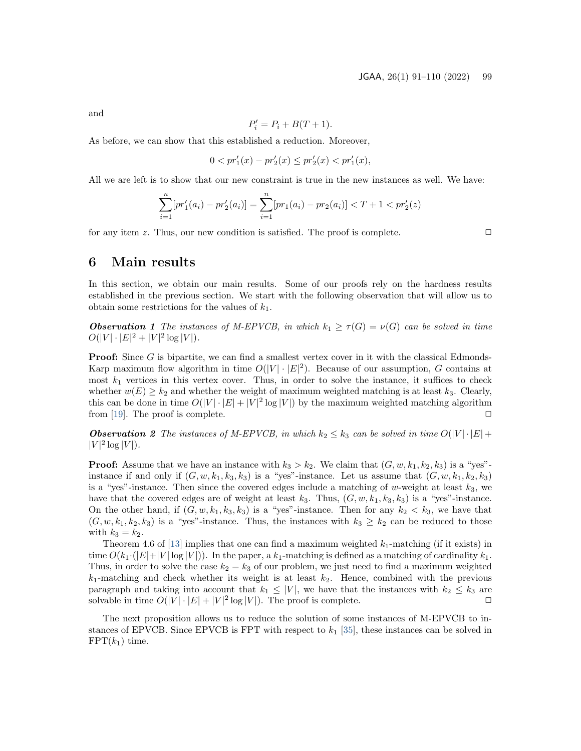and

$$P_i' = P_i + B(T+1).$$

As before, we can show that this established a reduction. Moreover,

$$0 < pr_1'(x) - pr_2'(x) \le pr_2'(x) < pr_1'(x),$$

All we are left is to show that our new constraint is true in the new instances as well. We have:

$$\sum_{i=1}^{n}[pr_1'(a_i) - pr_2'(a_i)] = \sum_{i=1}^{n}[pr_1(a_i) - pr_2(a_i)] < T + 1 < pr_2'(z)$$

for any item $z$. Thus, our new condition is satisfied. The proof is complete. □

# 6 Main results

In this section, we obtain our main results. Some of our proofs rely on the hardness results established in the previous section. We start with the following observation that will allow us to obtain some restrictions for the values of $k_1$.

***Observation 1*** *The instances of M-EPVCB, in which $k_1 \ge \tau(G) = \nu(G)$ can be solved in time $O(|V| \cdot |E|^2 + |V|^2 \log |V|)$.*

**Proof:** Since $G$ is bipartite, we can find a smallest vertex cover in it with the classical Edmonds-Karp maximum flow algorithm in time $O(|V| \cdot |E|^2)$. Because of our assumption, $G$ contains at most $k_1$ vertices in this vertex cover. Thus, in order to solve the instance, it suffices to check whether $w(E) \ge k_2$ and whether the weight of maximum weighted matching is at least $k_3$. Clearly, this can be done in time $O(|V| \cdot |E| + |V|^2 \log |V|)$ by the maximum weighted matching algorithm from [19]. The proof is complete. □

***Observation 2*** *The instances of M-EPVCB, in which $k_2 \le k_3$ can be solved in time $O(|V| \cdot |E| + |V|^2 \log |V|)$.*

**Proof:** Assume that we have an instance with $k_3 > k_2$. We claim that $(G, w, k_1, k_2, k_3)$ is a "yes"-instance if and only if $(G, w, k_1, k_3, k_3)$ is a "yes"-instance. Let us assume that $(G, w, k_1, k_2, k_3)$ is a "yes"-instance. Then since the covered edges include a matching of $w$-weight at least $k_3$, we have that the covered edges are of weight at least $k_3$. Thus, $(G, w, k_1, k_3, k_3)$ is a "yes"-instance. On the other hand, if $(G, w, k_1, k_3, k_3)$ is a "yes"-instance. Then for any $k_2 < k_3$, we have that $(G, w, k_1, k_2, k_3)$ is a "yes"-instance. Thus, the instances with $k_3 \ge k_2$ can be reduced to those with $k_3 = k_2$.

Theorem 4.6 of [13] implies that one can find a maximum weighted $k_1$-matching (if it exists) in time $O(k_1 \cdot (|E| + |V| \log |V|))$. In the paper, a $k_1$-matching is defined as a matching of cardinality $k_1$. Thus, in order to solve the case $k_2 = k_3$ of our problem, we just need to find a maximum weighted $k_1$-matching and check whether its weight is at least $k_2$. Hence, combined with the previous paragraph and taking into account that $k_1 \le |V|$, we have that the instances with $k_2 \le k_3$ are solvable in time $O(|V| \cdot |E| + |V|^2 \log |V|)$. The proof is complete. □

The next proposition allows us to reduce the solution of some instances of M-EPVCB to instances of EPVCB. Since EPVCB is FPT with respect to $k_1$ [35], these instances can be solved in FPT($k_1$) time.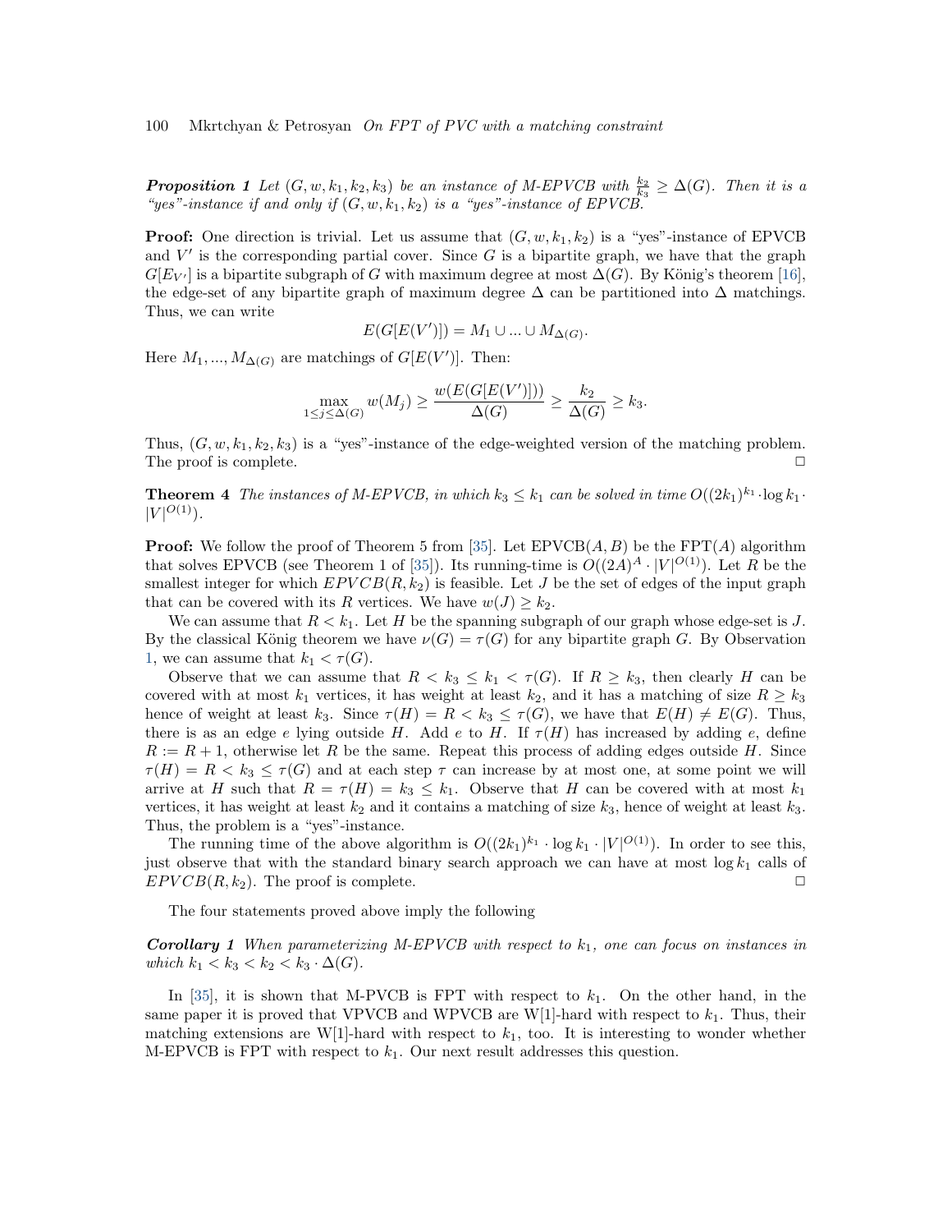**Proposition 1** *Let $(G, w, k_1, k_2, k_3)$ be an instance of M-EPVCB with $\frac{k_2}{k_3} \geq \Delta(G)$. Then it is a "yes"-instance if and only if $(G, w, k_1, k_2)$ is a "yes"-instance of EPVCB.*

**Proof:** One direction is trivial. Let us assume that $(G, w, k_1, k_2)$ is a "yes"-instance of EPVCB and $V'$ is the corresponding partial cover. Since $G$ is a bipartite graph, we have that the graph $G[E_{V'}]$ is a bipartite subgraph of $G$ with maximum degree at most $\Delta(G)$. By König's theorem [16], the edge-set of any bipartite graph of maximum degree $\Delta$ can be partitioned into $\Delta$ matchings. Thus, we can write

$$E(G[E(V')]) = M_1 \cup ... \cup M_{\Delta(G)}.$$

Here $M_1, ..., M_{\Delta(G)}$ are matchings of $G[E(V')]$. Then:

$$\max_{1 \leq j \leq \Delta(G)} w(M_j) \geq \frac{w(E(G[E(V')]))}{\Delta(G)} \geq \frac{k_2}{\Delta(G)} \geq k_3.$$

Thus, $(G, w, k_1, k_2, k_3)$ is a "yes"-instance of the edge-weighted version of the matching problem. The proof is complete. □

**Theorem 4** *The instances of M-EPVCB, in which $k_3 \leq k_1$ can be solved in time $O((2k_1)^{k_1} \cdot \log k_1 \cdot |V|^{O(1)})$.*

**Proof:** We follow the proof of Theorem 5 from [35]. Let EPVCB$(A, B)$ be the FPT$(A)$ algorithm that solves EPVCB (see Theorem 1 of [35]). Its running-time is $O((2A)^A \cdot |V|^{O(1)})$. Let $R$ be the smallest integer for which $EPVCB(R, k_2)$ is feasible. Let $J$ be the set of edges of the input graph that can be covered with its $R$ vertices. We have $w(J) \geq k_2$.

We can assume that $R < k_1$. Let $H$ be the spanning subgraph of our graph whose edge-set is $J$. By the classical König theorem we have $\nu(G) = \tau(G)$ for any bipartite graph $G$. By Observation 1, we can assume that $k_1 < \tau(G)$.

Observe that we can assume that $R < k_3 \leq k_1 < \tau(G)$. If $R \geq k_3$, then clearly $H$ can be covered with at most $k_1$ vertices, it has weight at least $k_2$, and it has a matching of size $R \geq k_3$ hence of weight at least $k_3$. Since $\tau(H) = R < k_3 \leq \tau(G)$, we have that $E(H) \neq E(G)$. Thus, there is as an edge $e$ lying outside $H$. Add $e$ to $H$. If $\tau(H)$ has increased by adding $e$, define $R := R + 1$, otherwise let $R$ be the same. Repeat this process of adding edges outside $H$. Since $\tau(H) = R < k_3 \leq \tau(G)$ and at each step $\tau$ can increase by at most one, at some point we will arrive at $H$ such that $R = \tau(H) = k_3 \leq k_1$. Observe that $H$ can be covered with at most $k_1$ vertices, it has weight at least $k_2$ and it contains a matching of size $k_3$, hence of weight at least $k_3$. Thus, the problem is a "yes"-instance.

The running time of the above algorithm is $O((2k_1)^{k_1} \cdot \log k_1 \cdot |V|^{O(1)})$. In order to see this, just observe that with the standard binary search approach we can have at most $\log k_1$ calls of $EPVCB(R, k_2)$. The proof is complete. □

The four statements proved above imply the following

**Corollary 1** *When parameterizing M-EPVCB with respect to $k_1$, one can focus on instances in which $k_1 < k_3 < k_2 < k_3 \cdot \Delta(G)$.*

In [35], it is shown that M-PVCB is FPT with respect to $k_1$. On the other hand, in the same paper it is proved that VPVCB and WPVCB are W[1]-hard with respect to $k_1$. Thus, their matching extensions are W[1]-hard with respect to $k_1$, too. It is interesting to wonder whether M-EPVCB is FPT with respect to $k_1$. Our next result addresses this question.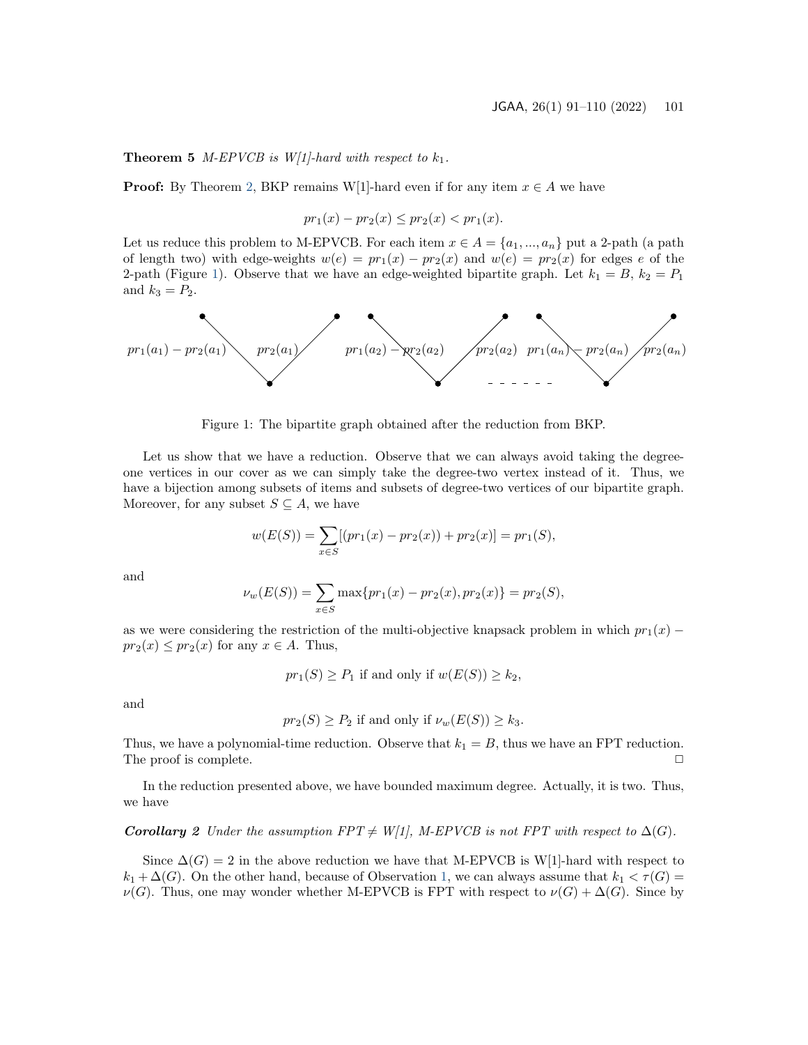**Theorem 5** *M-EPVCB is W[1]-hard with respect to $k_1$.*

**Proof:** By Theorem 2, BKP remains W[1]-hard even if for any item $x \in A$ we have

$$pr_1(x) - pr_2(x) \leq pr_2(x) < pr_1(x).$$

Let us reduce this problem to M-EPVCB. For each item $x \in A = \{a_1, ..., a_n\}$ put a 2-path (a path of length two) with edge-weights $w(e) = pr_1(x) - pr_2(x)$ and $w(e) = pr_2(x)$ for edges $e$ of the 2-path (Figure 1). Observe that we have an edge-weighted bipartite graph. Let $k_1 = B$, $k_2 = P_1$ and $k_3 = P_2$.

Figure 1: The bipartite graph obtained after the reduction from BKP.

Let us show that we have a reduction. Observe that we can always avoid taking the degree-one vertices in our cover as we can simply take the degree-two vertex instead of it. Thus, we have a bijection among subsets of items and subsets of degree-two vertices of our bipartite graph. Moreover, for any subset $S \subseteq A$, we have

$$w(E(S)) = \sum_{x \in S} [(pr_1(x) - pr_2(x)) + pr_2(x)] = pr_1(S),$$

and

$$\nu_w(E(S)) = \sum_{x \in S} \max\{pr_1(x) - pr_2(x), pr_2(x)\} = pr_2(S),$$

as we were considering the restriction of the multi-objective knapsack problem in which $pr_1(x) - pr_2(x) \leq pr_2(x)$ for any $x \in A$. Thus,

$$pr_1(S) \geq P_1 \text{ if and only if } w(E(S)) \geq k_2,$$

and

$$pr_2(S) \geq P_2 \text{ if and only if } \nu_w(E(S)) \geq k_3.$$

Thus, we have a polynomial-time reduction. Observe that $k_1 = B$, thus we have an FPT reduction. The proof is complete. □

In the reduction presented above, we have bounded maximum degree. Actually, it is two. Thus, we have

***Corollary 2*** *Under the assumption FPT $\neq$ W[1], M-EPVCB is not FPT with respect to $\Delta(G)$.*

Since $\Delta(G) = 2$ in the above reduction we have that M-EPVCB is W[1]-hard with respect to $k_1 + \Delta(G)$. On the other hand, because of Observation 1, we can always assume that $k_1 < \tau(G) = \nu(G)$. Thus, one may wonder whether M-EPVCB is FPT with respect to $\nu(G) + \Delta(G)$. Since by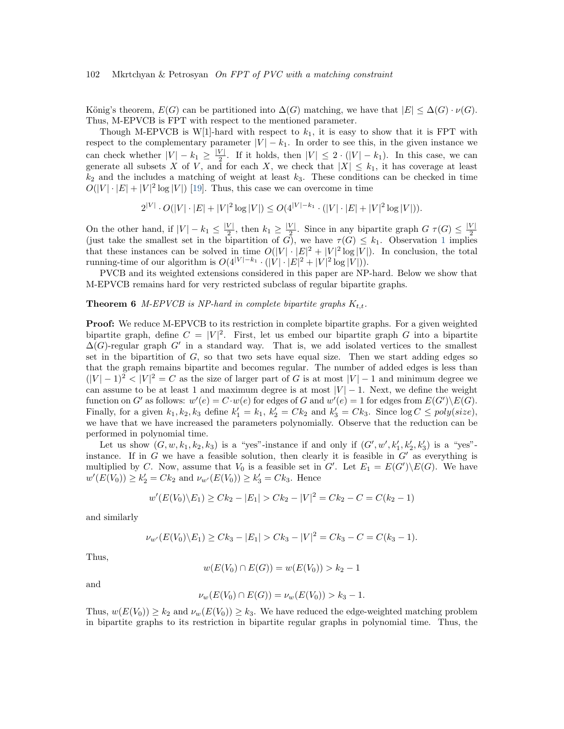König's theorem, $E(G)$ can be partitioned into $\Delta(G)$ matching, we have that $|E| \leq \Delta(G) \cdot \nu(G)$. Thus, M-EPVCB is FPT with respect to the mentioned parameter.

Though M-EPVCB is W[1]-hard with respect to $k_1$, it is easy to show that it is FPT with respect to the complementary parameter $|V| - k_1$. In order to see this, in the given instance we can check whether $|V| - k_1 \geq \frac{|V|}{2}$. If it holds, then $|V| \leq 2 \cdot (|V| - k_1)$. In this case, we can generate all subsets $X$ of $V$, and for each $X$, we check that $|X| \leq k_1$, it has coverage at least $k_2$ and the includes a matching of weight at least $k_3$. These conditions can be checked in time $O(|V| \cdot |E| + |V|^2 \log |V|)$ [19]. Thus, this case we can overcome in time

$$2^{|V|} \cdot O(|V| \cdot |E| + |V|^2 \log |V|) \leq O(4^{|V|-k_1} \cdot (|V| \cdot |E| + |V|^2 \log |V|)).$$

On the other hand, if $|V| - k_1 \leq \frac{|V|}{2}$, then $k_1 \geq \frac{|V|}{2}$. Since in any bipartite graph $G$ $\tau(G) \leq \frac{|V|}{2}$ (just take the smallest set in the bipartition of $G$), we have $\tau(G) \leq k_1$. Observation 1 implies that these instances can be solved in time $O(|V| \cdot |E|^2 + |V|^2 \log |V|)$. In conclusion, the total running-time of our algorithm is $O(4^{|V|-k_1} \cdot (|V| \cdot |E|^2 + |V|^2 \log |V|))$.

PVCB and its weighted extensions considered in this paper are NP-hard. Below we show that M-EPVCB remains hard for very restricted subclass of regular bipartite graphs.

**Theorem 6** *M-EPVCB is NP-hard in complete bipartite graphs $K_{t,t}$.*

**Proof:** We reduce M-EPVCB to its restriction in complete bipartite graphs. For a given weighted bipartite graph, define $C = |V|^2$. First, let us embed our bipartite graph $G$ into a bipartite $\Delta(G)$-regular graph $G'$ in a standard way. That is, we add isolated vertices to the smallest set in the bipartition of $G$, so that two sets have equal size. Then we start adding edges so that the graph remains bipartite and becomes regular. The number of added edges is less than $(|V| - 1)^2 < |V|^2 = C$ as the size of larger part of $G$ is at most $|V| - 1$ and minimum degree we can assume to be at least 1 and maximum degree is at most $|V| - 1$. Next, we define the weight function on $G'$ as follows: $w'(e) = C \cdot w(e)$ for edges of $G$ and $w'(e) = 1$ for edges from $E(G') \backslash E(G)$. Finally, for a given $k_1, k_2, k_3$ define $k'_1 = k_1$, $k'_2 = Ck_2$ and $k'_3 = Ck_3$. Since $\log C \leq poly(size)$, we have that we have increased the parameters polynomially. Observe that the reduction can be performed in polynomial time.

Let us show $(G, w, k_1, k_2, k_3)$ is a "yes"-instance if and only if $(G', w', k'_1, k'_2, k'_3)$ is a "yes"-instance. If in $G$ we have a feasible solution, then clearly it is feasible in $G'$ as everything is multiplied by $C$. Now, assume that $V_0$ is a feasible set in $G'$. Let $E_1 = E(G') \backslash E(G)$. We have $w'(E(V_0)) \geq k'_2 = Ck_2$ and $\nu_{w'}(E(V_0)) \geq k'_3 = Ck_3$. Hence

$$w'(E(V_0) \backslash E_1) \geq Ck_2 - |E_1| > Ck_2 - |V|^2 = Ck_2 - C = C(k_2 - 1)$$

and similarly

$$\nu_{w'}(E(V_0) \backslash E_1) \geq Ck_3 - |E_1| > Ck_3 - |V|^2 = Ck_3 - C = C(k_3 - 1).$$

Thus,

$$w(E(V_0) \cap E(G)) = w(E(V_0)) > k_2 - 1$$

and

$$\nu_w(E(V_0) \cap E(G)) = \nu_w(E(V_0)) > k_3 - 1.$$

Thus, $w(E(V_0)) \geq k_2$ and $\nu_w(E(V_0)) \geq k_3$. We have reduced the edge-weighted matching problem in bipartite graphs to its restriction in bipartite regular graphs in polynomial time. Thus, the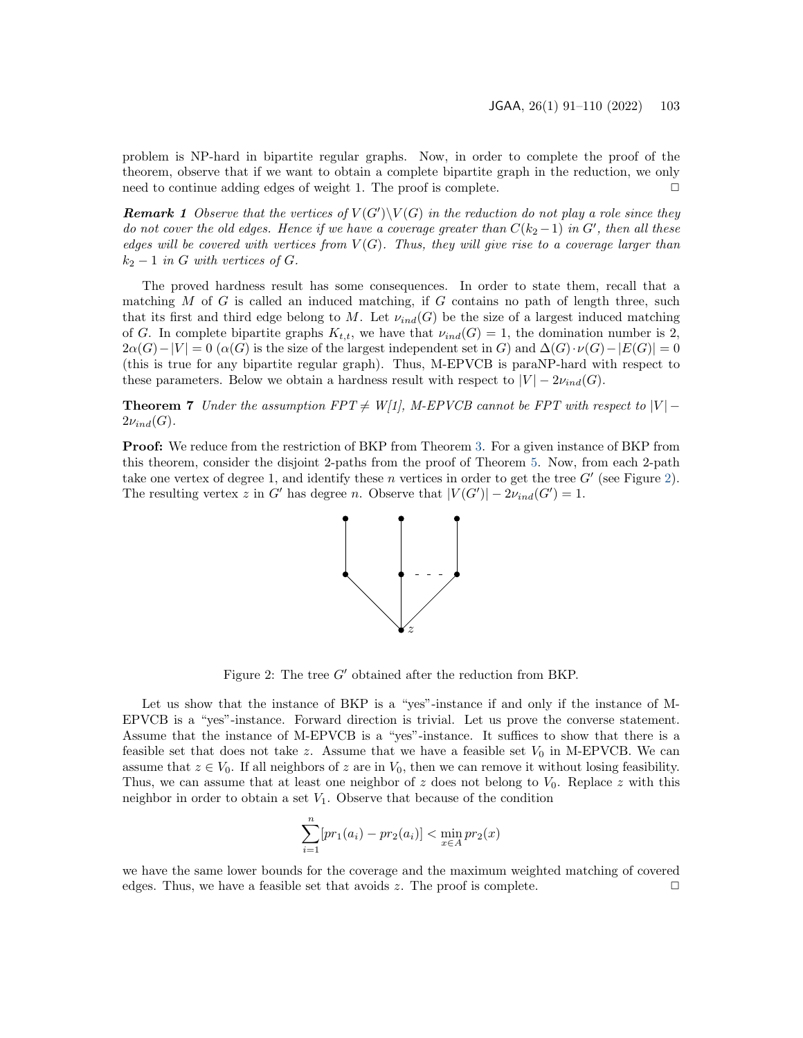problem is NP-hard in bipartite regular graphs. Now, in order to complete the proof of the theorem, observe that if we want to obtain a complete bipartite graph in the reduction, we only need to continue adding edges of weight 1. The proof is complete. □

***Remark 1*** *Observe that the vertices of $V(G')\backslash V(G)$ in the reduction do not play a role since they do not cover the old edges. Hence if we have a coverage greater than $C(k_2-1)$ in $G'$, then all these edges will be covered with vertices from $V(G)$. Thus, they will give rise to a coverage larger than $k_2-1$ in $G$ with vertices of $G$.*

The proved hardness result has some consequences. In order to state them, recall that a matching $M$ of $G$ is called an induced matching, if $G$ contains no path of length three, such that its first and third edge belong to $M$. Let $\nu_{ind}(G)$ be the size of a largest induced matching of $G$. In complete bipartite graphs $K_{t,t}$, we have that $\nu_{ind}(G) = 1$, the domination number is 2, $2\alpha(G) - |V| = 0$ ($\alpha(G)$ is the size of the largest independent set in $G$) and $\Delta(G) \cdot \nu(G) - |E(G)| = 0$ (this is true for any bipartite regular graph). Thus, M-EPVCB is paraNP-hard with respect to these parameters. Below we obtain a hardness result with respect to $|V| - 2\nu_{ind}(G)$.

**Theorem 7** *Under the assumption FPT $\neq$ W[1], M-EPVCB cannot be FPT with respect to $|V| - 2\nu_{ind}(G)$.*

**Proof:** We reduce from the restriction of BKP from Theorem 3. For a given instance of BKP from this theorem, consider the disjoint 2-paths from the proof of Theorem 5. Now, from each 2-path take one vertex of degree 1, and identify these $n$ vertices in order to get the tree $G'$ (see Figure 2). The resulting vertex $z$ in $G'$ has degree $n$. Observe that $|V(G')| - 2\nu_{ind}(G') = 1$.

Figure 2: The tree $G'$ obtained after the reduction from BKP.

Let us show that the instance of BKP is a "yes"-instance if and only if the instance of M-EPVCB is a "yes"-instance. Forward direction is trivial. Let us prove the converse statement. Assume that the instance of M-EPVCB is a "yes"-instance. It suffices to show that there is a feasible set that does not take $z$. Assume that we have a feasible set $V_0$ in M-EPVCB. We can assume that $z \in V_0$. If all neighbors of $z$ are in $V_0$, then we can remove it without losing feasibility. Thus, we can assume that at least one neighbor of $z$ does not belong to $V_0$. Replace $z$ with this neighbor in order to obtain a set $V_1$. Observe that because of the condition

$$\sum_{i=1}^{n} [pr_1(a_i) - pr_2(a_i)] < \min_{x \in A} pr_2(x)$$

we have the same lower bounds for the coverage and the maximum weighted matching of covered edges. Thus, we have a feasible set that avoids $z$. The proof is complete. □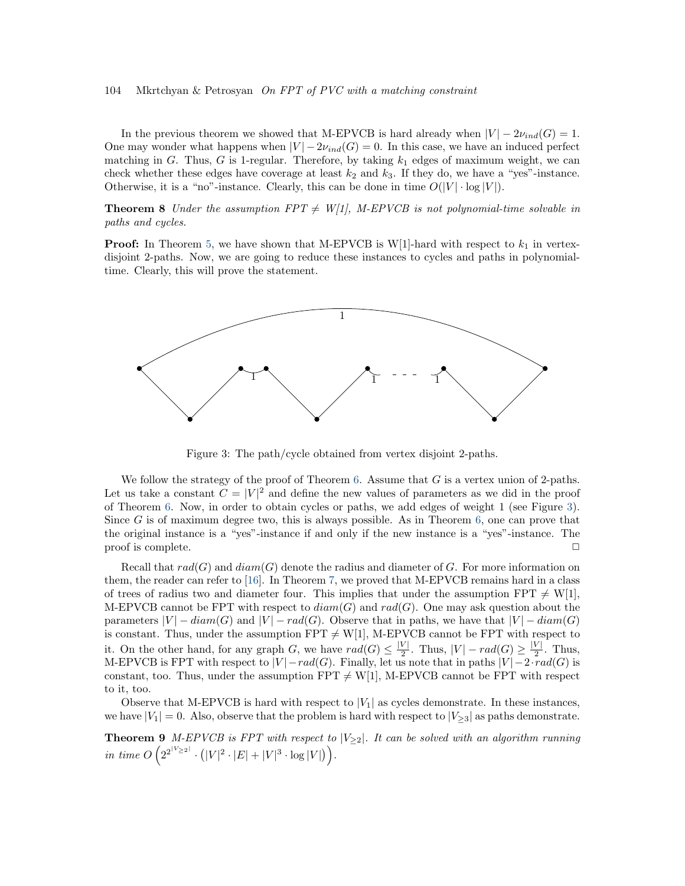In the previous theorem we showed that M-EPVCB is hard already when $|V| - 2\nu_{ind}(G) = 1$. One may wonder what happens when $|V| - 2\nu_{ind}(G) = 0$. In this case, we have an induced perfect matching in $G$. Thus, $G$ is 1-regular. Therefore, by taking $k_1$ edges of maximum weight, we can check whether these edges have coverage at least $k_2$ and $k_3$. If they do, we have a "yes"-instance. Otherwise, it is a "no"-instance. Clearly, this can be done in time $O(|V| \cdot \log |V|)$.

**Theorem 8** *Under the assumption FPT ≠ W[1], M-EPVCB is not polynomial-time solvable in paths and cycles.*

**Proof:** In Theorem 5, we have shown that M-EPVCB is W[1]-hard with respect to $k_1$ in vertex-disjoint 2-paths. Now, we are going to reduce these instances to cycles and paths in polynomial-time. Clearly, this will prove the statement.

Figure 3: The path/cycle obtained from vertex disjoint 2-paths.

We follow the strategy of the proof of Theorem 6. Assume that $G$ is a vertex union of 2-paths. Let us take a constant $C = |V|^2$ and define the new values of parameters as we did in the proof of Theorem 6. Now, in order to obtain cycles or paths, we add edges of weight 1 (see Figure 3). Since $G$ is of maximum degree two, this is always possible. As in Theorem 6, one can prove that the original instance is a "yes"-instance if and only if the new instance is a "yes"-instance. The proof is complete. □

Recall that $rad(G)$ and $diam(G)$ denote the radius and diameter of $G$. For more information on them, the reader can refer to [16]. In Theorem 7, we proved that M-EPVCB remains hard in a class of trees of radius two and diameter four. This implies that under the assumption FPT ≠ W[1], M-EPVCB cannot be FPT with respect to $diam(G)$ and $rad(G)$. One may ask question about the parameters $|V| - diam(G)$ and $|V| - rad(G)$. Observe that in paths, we have that $|V| - diam(G)$ is constant. Thus, under the assumption FPT ≠ W[1], M-EPVCB cannot be FPT with respect to it. On the other hand, for any graph $G$, we have $rad(G) \leq \frac{|V|}{2}$. Thus, $|V| - rad(G) \geq \frac{|V|}{2}$. Thus, M-EPVCB is FPT with respect to $|V| - rad(G)$. Finally, let us note that in paths $|V| - 2 \cdot rad(G)$ is constant, too. Thus, under the assumption FPT ≠ W[1], M-EPVCB cannot be FPT with respect to it, too.

Observe that M-EPVCB is hard with respect to $|V_1|$ as cycles demonstrate. In these instances, we have $|V_1| = 0$. Also, observe that the problem is hard with respect to $|V_{\geq 3}|$ as paths demonstrate.

**Theorem 9** *M-EPVCB is FPT with respect to $|V_{\geq 2}|$. It can be solved with an algorithm running in time $O\left(2^{2^{|V_{\geq 2}|}} \cdot \left(|V|^2 \cdot |E| + |V|^3 \cdot \log |V|\right)\right)$.*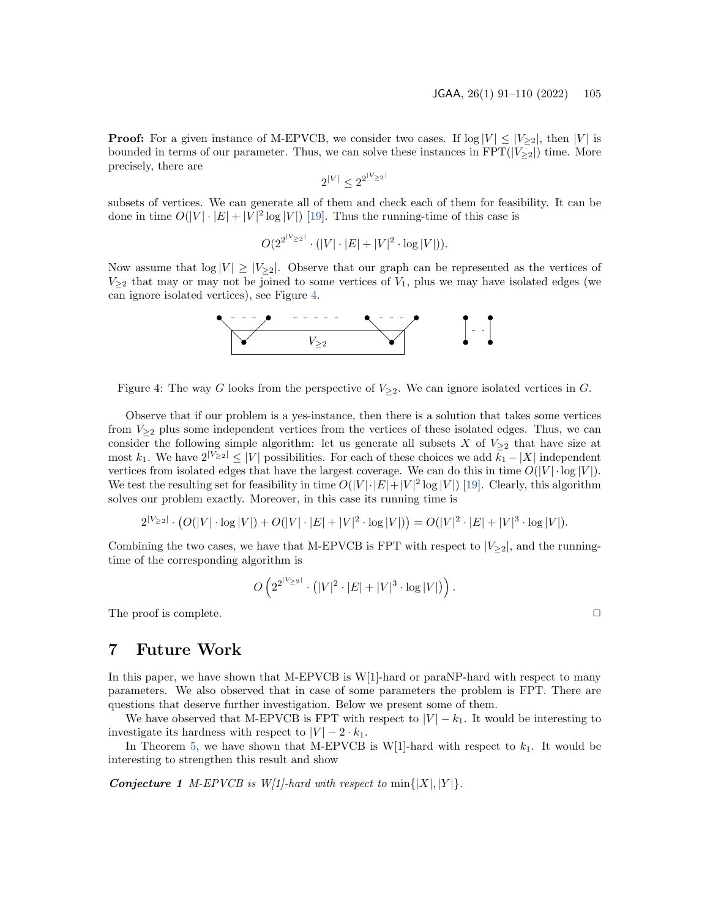**Proof:** For a given instance of M-EPVCB, we consider two cases. If $\log |V| \leq |V_{\geq 2}|$, then $|V|$ is bounded in terms of our parameter. Thus, we can solve these instances in FPT($|V_{\geq 2}|$) time. More precisely, there are

$$2^{|V|} \leq 2^{2^{|V_{\geq 2}|}}$$

subsets of vertices. We can generate all of them and check each of them for feasibility. It can be done in time $O(|V| \cdot |E| + |V|^2 \log |V|)$ [19]. Thus the running-time of this case is

$$O(2^{2^{|V_{\geq 2}|}} \cdot (|V| \cdot |E| + |V|^2 \cdot \log |V|)).$$

Now assume that $\log |V| \geq |V_{\geq 2}|$. Observe that our graph can be represented as the vertices of $V_{\geq 2}$ that may or may not be joined to some vertices of $V_1$, plus we may have isolated edges (we can ignore isolated vertices), see Figure 4.

Figure 4: The way $G$ looks from the perspective of $V_{\geq 2}$. We can ignore isolated vertices in $G$.

Observe that if our problem is a yes-instance, then there is a solution that takes some vertices from $V_{\geq 2}$ plus some independent vertices from the vertices of these isolated edges. Thus, we can consider the following simple algorithm: let us generate all subsets $X$ of $V_{\geq 2}$ that have size at most $k_1$. We have $2^{|V_{\geq 2}|} \leq |V|$ possibilities. For each of these choices we add $k_1 - |X|$ independent vertices from isolated edges that have the largest coverage. We can do this in time $O(|V| \cdot \log |V|)$. We test the resulting set for feasibility in time $O(|V| \cdot |E| + |V|^2 \log |V|)$ [19]. Clearly, this algorithm solves our problem exactly. Moreover, in this case its running time is

$$2^{|V_{\geq 2}|} \cdot \left(O(|V| \cdot \log |V|) + O(|V| \cdot |E| + |V|^2 \cdot \log |V|)\right) = O(|V|^2 \cdot |E| + |V|^3 \cdot \log |V|).$$

Combining the two cases, we have that M-EPVCB is FPT with respect to $|V_{\geq 2}|$, and the running-time of the corresponding algorithm is

$$O\left(2^{2^{|V_{\geq 2}|}} \cdot \left(|V|^2 \cdot |E| + |V|^3 \cdot \log |V|\right)\right).$$

The proof is complete. □

# 7 Future Work

In this paper, we have shown that M-EPVCB is W[1]-hard or paraNP-hard with respect to many parameters. We also observed that in case of some parameters the problem is FPT. There are questions that deserve further investigation. Below we present some of them.

We have observed that M-EPVCB is FPT with respect to $|V| - k_1$. It would be interesting to investigate its hardness with respect to $|V| - 2 \cdot k_1$.

In Theorem 5, we have shown that M-EPVCB is W[1]-hard with respect to $k_1$. It would be interesting to strengthen this result and show

***Conjecture 1*** *M-EPVCB is W[1]-hard with respect to* $\min\{|X|, |Y|\}$.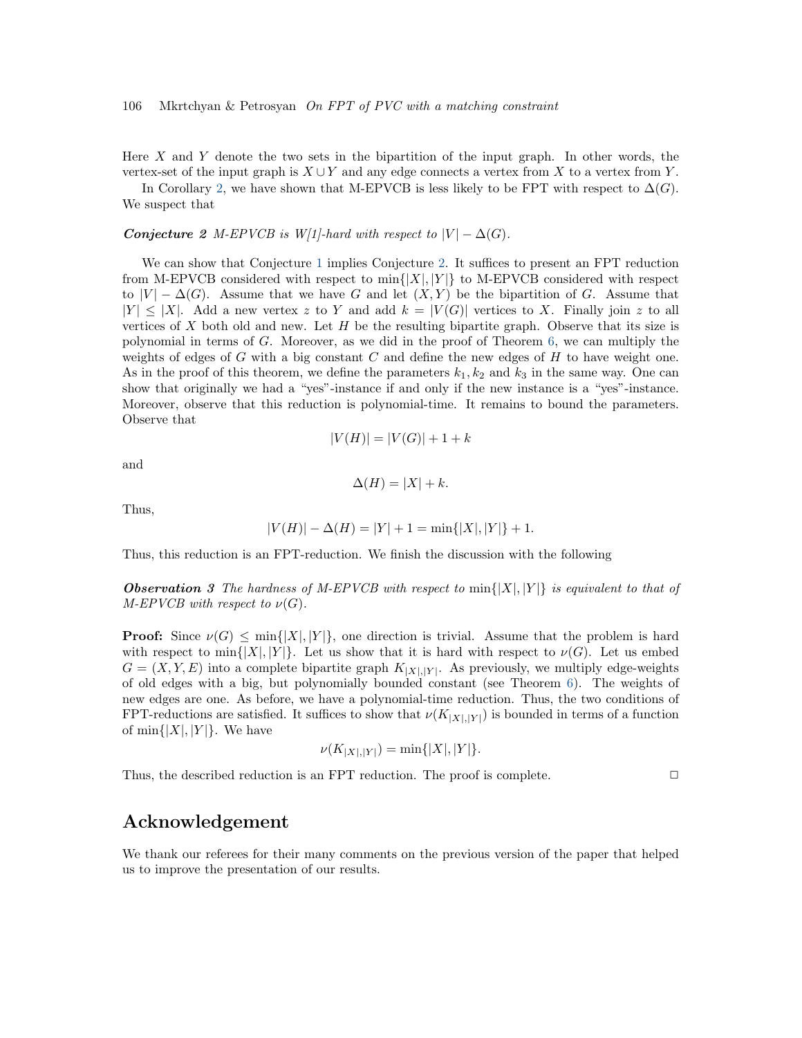Here $X$ and $Y$ denote the two sets in the bipartition of the input graph. In other words, the vertex-set of the input graph is $X \cup Y$ and any edge connects a vertex from $X$ to a vertex from $Y$.

In Corollary 2, we have shown that M-EPVCB is less likely to be FPT with respect to $\Delta(G)$. We suspect that

***Conjecture 2*** *M-EPVCB is W[1]-hard with respect to* $|V| - \Delta(G)$.

We can show that Conjecture 1 implies Conjecture 2. It suffices to present an FPT reduction from M-EPVCB considered with respect to $\min\{|X|, |Y|\}$ to M-EPVCB considered with respect to $|V| - \Delta(G)$. Assume that we have $G$ and let $(X, Y)$ be the bipartition of $G$. Assume that $|Y| \leq |X|$. Add a new vertex $z$ to $Y$ and add $k = |V(G)|$ vertices to $X$. Finally join $z$ to all vertices of $X$ both old and new. Let $H$ be the resulting bipartite graph. Observe that its size is polynomial in terms of $G$. Moreover, as we did in the proof of Theorem 6, we can multiply the weights of edges of $G$ with a big constant $C$ and define the new edges of $H$ to have weight one. As in the proof of this theorem, we define the parameters $k_1, k_2$ and $k_3$ in the same way. One can show that originally we had a "yes"-instance if and only if the new instance is a "yes"-instance. Moreover, observe that this reduction is polynomial-time. It remains to bound the parameters. Observe that

$$|V(H)| = |V(G)| + 1 + k$$

and

$$\Delta(H) = |X| + k.$$

Thus,

$$|V(H)| - \Delta(H) = |Y| + 1 = \min\{|X|, |Y|\} + 1.$$

Thus, this reduction is an FPT-reduction. We finish the discussion with the following

***Observation 3*** *The hardness of M-EPVCB with respect to* $\min\{|X|, |Y|\}$ *is equivalent to that of M-EPVCB with respect to* $\nu(G)$.

**Proof:** Since $\nu(G) \leq \min\{|X|, |Y|\}$, one direction is trivial. Assume that the problem is hard with respect to $\min\{|X|, |Y|\}$. Let us show that it is hard with respect to $\nu(G)$. Let us embed $G = (X, Y, E)$ into a complete bipartite graph $K_{|X|,|Y|}$. As previously, we multiply edge-weights of old edges with a big, but polynomially bounded constant (see Theorem 6). The weights of new edges are one. As before, we have a polynomial-time reduction. Thus, the two conditions of FPT-reductions are satisfied. It suffices to show that $\nu(K_{|X|,|Y|})$ is bounded in terms of a function of $\min\{|X|, |Y|\}$. We have

$$\nu(K_{|X|,|Y|}) = \min\{|X|, |Y|\}.$$

Thus, the described reduction is an FPT reduction. The proof is complete. □

## Acknowledgement

We thank our referees for their many comments on the previous version of the paper that helped us to improve the presentation of our results.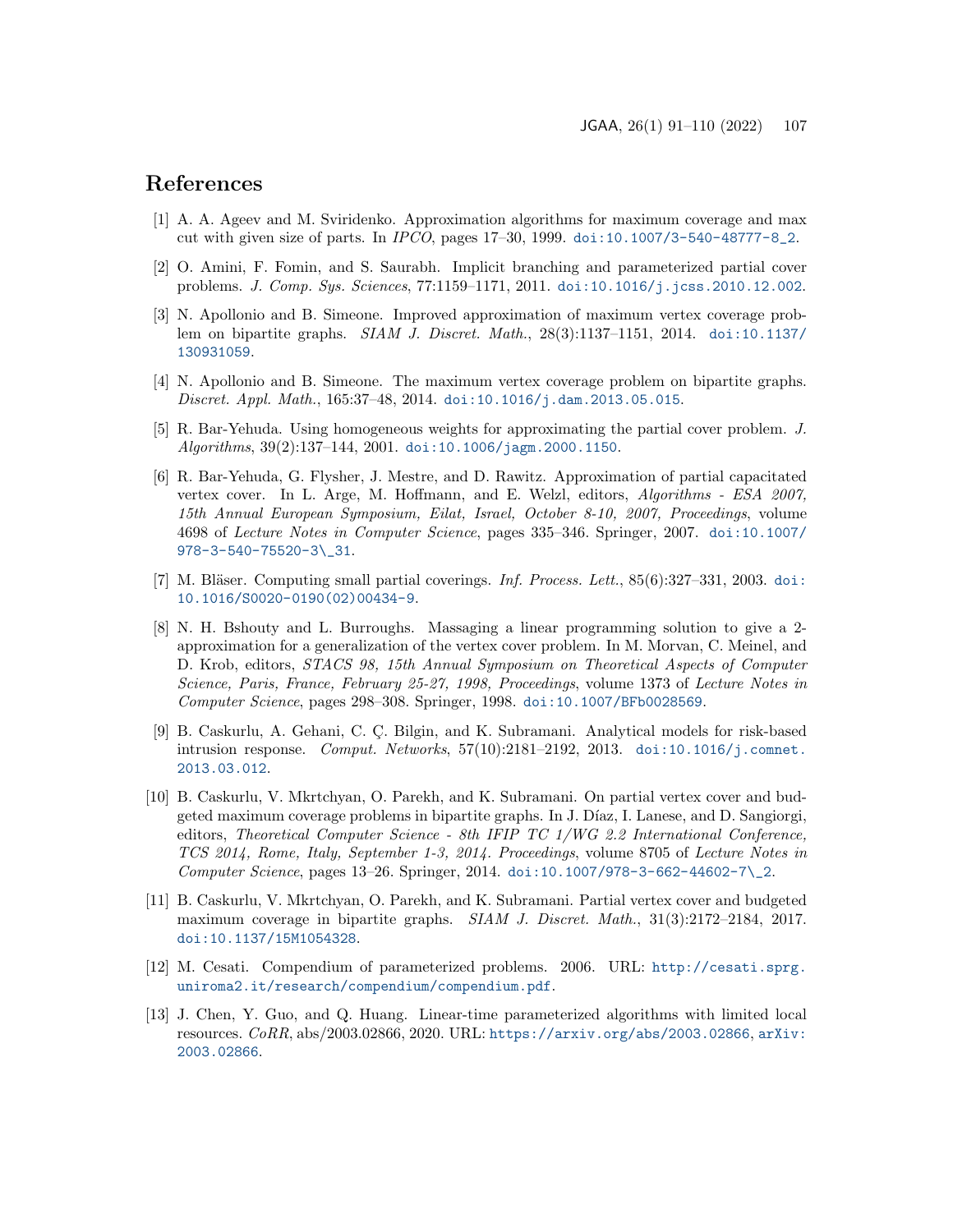# References

[1] A. A. Ageev and M. Sviridenko. Approximation algorithms for maximum coverage and max cut with given size of parts. In *IPCO*, pages 17–30, 1999. doi:10.1007/3-540-48777-8_2.

[2] O. Amini, F. Fomin, and S. Saurabh. Implicit branching and parameterized partial cover problems. *J. Comp. Sys. Sciences*, 77:1159–1171, 2011. doi:10.1016/j.jcss.2010.12.002.

[3] N. Apollonio and B. Simeone. Improved approximation of maximum vertex coverage problem on bipartite graphs. *SIAM J. Discret. Math.*, 28(3):1137–1151, 2014. doi:10.1137/130931059.

[4] N. Apollonio and B. Simeone. The maximum vertex coverage problem on bipartite graphs. *Discret. Appl. Math.*, 165:37–48, 2014. doi:10.1016/j.dam.2013.05.015.

[5] R. Bar-Yehuda. Using homogeneous weights for approximating the partial cover problem. *J. Algorithms*, 39(2):137–144, 2001. doi:10.1006/jagm.2000.1150.

[6] R. Bar-Yehuda, G. Flysher, J. Mestre, and D. Rawitz. Approximation of partial capacitated vertex cover. In L. Arge, M. Hoffmann, and E. Welzl, editors, *Algorithms - ESA 2007, 15th Annual European Symposium, Eilat, Israel, October 8-10, 2007, Proceedings*, volume 4698 of *Lecture Notes in Computer Science*, pages 335–346. Springer, 2007. doi:10.1007/978-3-540-75520-3\_31.

[7] M. Bläser. Computing small partial coverings. *Inf. Process. Lett.*, 85(6):327–331, 2003. doi:10.1016/S0020-0190(02)00434-9.

[8] N. H. Bshouty and L. Burroughs. Massaging a linear programming solution to give a 2-approximation for a generalization of the vertex cover problem. In M. Morvan, C. Meinel, and D. Krob, editors, *STACS 98, 15th Annual Symposium on Theoretical Aspects of Computer Science, Paris, France, February 25-27, 1998, Proceedings*, volume 1373 of *Lecture Notes in Computer Science*, pages 298–308. Springer, 1998. doi:10.1007/BFb0028569.

[9] B. Caskurlu, A. Gehani, C. Ç. Bilgin, and K. Subramani. Analytical models for risk-based intrusion response. *Comput. Networks*, 57(10):2181–2192, 2013. doi:10.1016/j.comnet.2013.03.012.

[10] B. Caskurlu, V. Mkrtchyan, O. Parekh, and K. Subramani. On partial vertex cover and budgeted maximum coverage problems in bipartite graphs. In J. Díaz, I. Lanese, and D. Sangiorgi, editors, *Theoretical Computer Science - 8th IFIP TC 1/WG 2.2 International Conference, TCS 2014, Rome, Italy, September 1-3, 2014. Proceedings*, volume 8705 of *Lecture Notes in Computer Science*, pages 13–26. Springer, 2014. doi:10.1007/978-3-662-44602-7\_2.

[11] B. Caskurlu, V. Mkrtchyan, O. Parekh, and K. Subramani. Partial vertex cover and budgeted maximum coverage in bipartite graphs. *SIAM J. Discret. Math.*, 31(3):2172–2184, 2017. doi:10.1137/15M1054328.

[12] M. Cesati. Compendium of parameterized problems. 2006. URL: http://cesati.sprg.uniroma2.it/research/compendium/compendium.pdf.

[13] J. Chen, Y. Guo, and Q. Huang. Linear-time parameterized algorithms with limited local resources. *CoRR*, abs/2003.02866, 2020. URL: https://arxiv.org/abs/2003.02866, arXiv:2003.02866.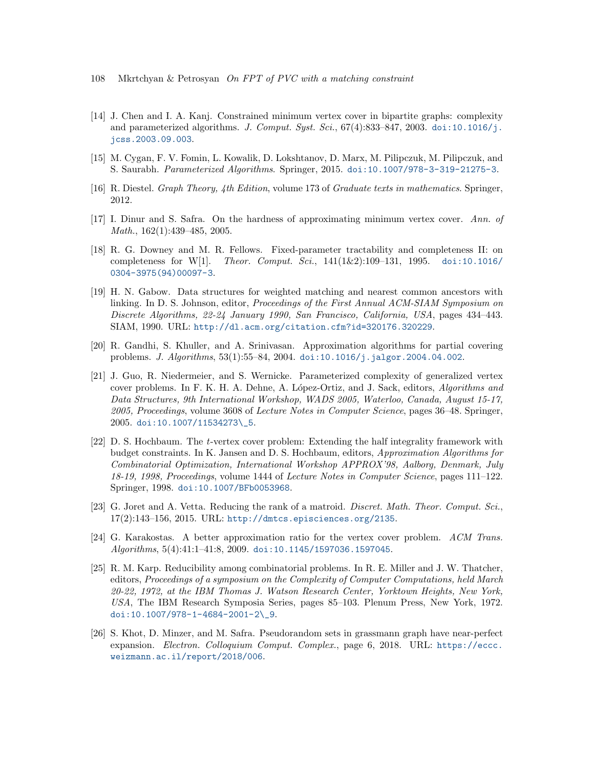[14] J. Chen and I. A. Kanj. Constrained minimum vertex cover in bipartite graphs: complexity and parameterized algorithms. *J. Comput. Syst. Sci.*, 67(4):833–847, 2003. doi:10.1016/j.jcss.2003.09.003.

[15] M. Cygan, F. V. Fomin, L. Kowalik, D. Lokshtanov, D. Marx, M. Pilipczuk, M. Pilipczuk, and S. Saurabh. *Parameterized Algorithms*. Springer, 2015. doi:10.1007/978-3-319-21275-3.

[16] R. Diestel. *Graph Theory, 4th Edition*, volume 173 of *Graduate texts in mathematics*. Springer, 2012.

[17] I. Dinur and S. Safra. On the hardness of approximating minimum vertex cover. *Ann. of Math.*, 162(1):439–485, 2005.

[18] R. G. Downey and M. R. Fellows. Fixed-parameter tractability and completeness II: on completeness for W[1]. *Theor. Comput. Sci.*, 141(1&2):109–131, 1995. doi:10.1016/0304-3975(94)00097-3.

[19] H. N. Gabow. Data structures for weighted matching and nearest common ancestors with linking. In D. S. Johnson, editor, *Proceedings of the First Annual ACM-SIAM Symposium on Discrete Algorithms, 22-24 January 1990, San Francisco, California, USA*, pages 434–443. SIAM, 1990. URL: http://dl.acm.org/citation.cfm?id=320176.320229.

[20] R. Gandhi, S. Khuller, and A. Srinivasan. Approximation algorithms for partial covering problems. *J. Algorithms*, 53(1):55–84, 2004. doi:10.1016/j.jalgor.2004.04.002.

[21] J. Guo, R. Niedermeier, and S. Wernicke. Parameterized complexity of generalized vertex cover problems. In F. K. H. A. Dehne, A. López-Ortiz, and J. Sack, editors, *Algorithms and Data Structures, 9th International Workshop, WADS 2005, Waterloo, Canada, August 15-17, 2005, Proceedings*, volume 3608 of *Lecture Notes in Computer Science*, pages 36–48. Springer, 2005. doi:10.1007/11534273\_5.

[22] D. S. Hochbaum. The $t$-vertex cover problem: Extending the half integrality framework with budget constraints. In K. Jansen and D. S. Hochbaum, editors, *Approximation Algorithms for Combinatorial Optimization, International Workshop APPROX'98, Aalborg, Denmark, July 18-19, 1998, Proceedings*, volume 1444 of *Lecture Notes in Computer Science*, pages 111–122. Springer, 1998. doi:10.1007/BFb0053968.

[23] G. Joret and A. Vetta. Reducing the rank of a matroid. *Discret. Math. Theor. Comput. Sci.*, 17(2):143–156, 2015. URL: http://dmtcs.episciences.org/2135.

[24] G. Karakostas. A better approximation ratio for the vertex cover problem. *ACM Trans. Algorithms*, 5(4):41:1–41:8, 2009. doi:10.1145/1597036.1597045.

[25] R. M. Karp. Reducibility among combinatorial problems. In R. E. Miller and J. W. Thatcher, editors, *Proceedings of a symposium on the Complexity of Computer Computations, held March 20-22, 1972, at the IBM Thomas J. Watson Research Center, Yorktown Heights, New York, USA*, The IBM Research Symposia Series, pages 85–103. Plenum Press, New York, 1972. doi:10.1007/978-1-4684-2001-2\_9.

[26] S. Khot, D. Minzer, and M. Safra. Pseudorandom sets in grassmann graph have near-perfect expansion. *Electron. Colloquium Comput. Complex.*, page 6, 2018. URL: https://eccc.weizmann.ac.il/report/2018/006.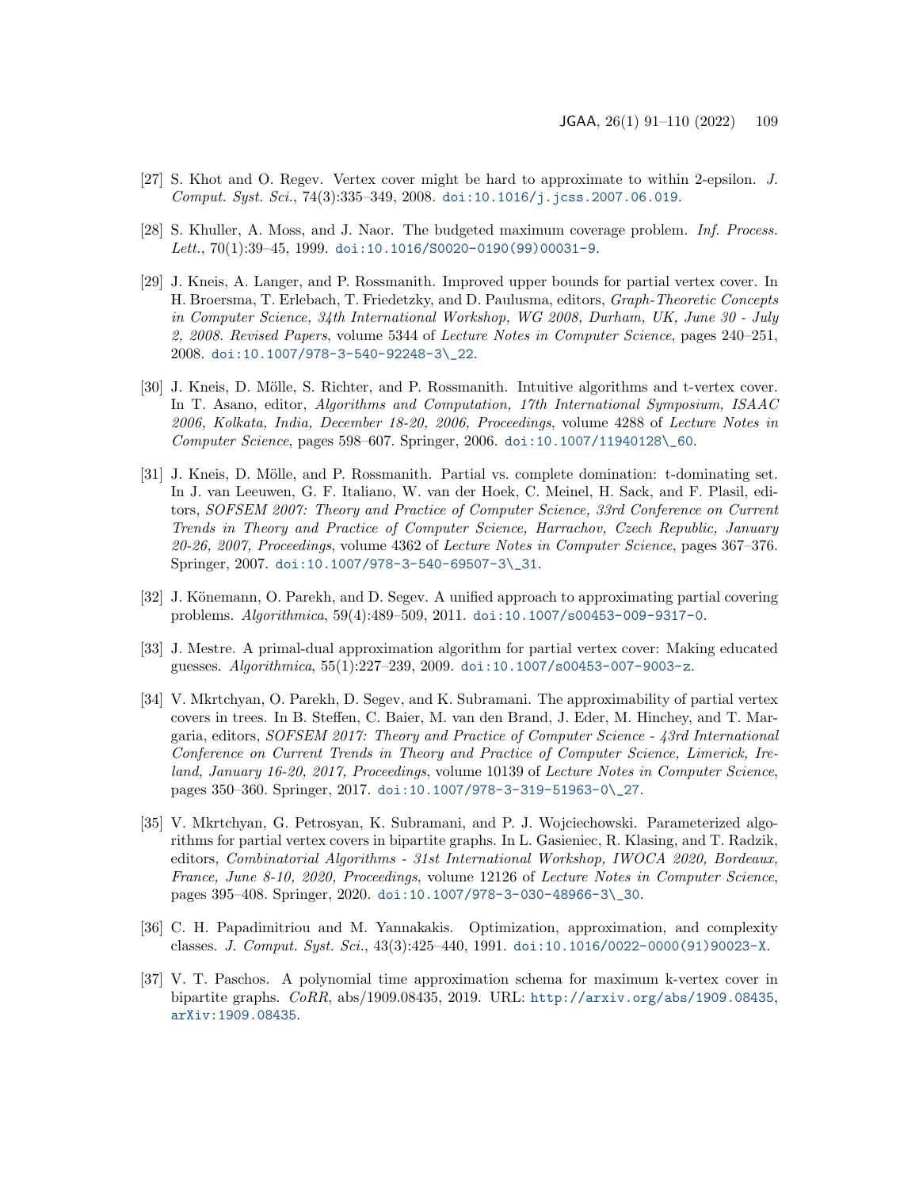[27] S. Khot and O. Regev. Vertex cover might be hard to approximate to within 2-epsilon. *J. Comput. Syst. Sci.*, 74(3):335–349, 2008. doi:10.1016/j.jcss.2007.06.019.

[28] S. Khuller, A. Moss, and J. Naor. The budgeted maximum coverage problem. *Inf. Process. Lett.*, 70(1):39–45, 1999. doi:10.1016/S0020-0190(99)00031-9.

[29] J. Kneis, A. Langer, and P. Rossmanith. Improved upper bounds for partial vertex cover. In H. Broersma, T. Erlebach, T. Friedetzky, and D. Paulusma, editors, *Graph-Theoretic Concepts in Computer Science, 34th International Workshop, WG 2008, Durham, UK, June 30 - July 2, 2008. Revised Papers*, volume 5344 of *Lecture Notes in Computer Science*, pages 240–251, 2008. doi:10.1007/978-3-540-92248-3\_22.

[30] J. Kneis, D. Mölle, S. Richter, and P. Rossmanith. Intuitive algorithms and t-vertex cover. In T. Asano, editor, *Algorithms and Computation, 17th International Symposium, ISAAC 2006, Kolkata, India, December 18-20, 2006, Proceedings*, volume 4288 of *Lecture Notes in Computer Science*, pages 598–607. Springer, 2006. doi:10.1007/11940128\_60.

[31] J. Kneis, D. Mölle, and P. Rossmanith. Partial vs. complete domination: t-dominating set. In J. van Leeuwen, G. F. Italiano, W. van der Hoek, C. Meinel, H. Sack, and F. Plasil, editors, *SOFSEM 2007: Theory and Practice of Computer Science, 33rd Conference on Current Trends in Theory and Practice of Computer Science, Harrachov, Czech Republic, January 20-26, 2007, Proceedings*, volume 4362 of *Lecture Notes in Computer Science*, pages 367–376. Springer, 2007. doi:10.1007/978-3-540-69507-3\_31.

[32] J. Könemann, O. Parekh, and D. Segev. A unified approach to approximating partial covering problems. *Algorithmica*, 59(4):489–509, 2011. doi:10.1007/s00453-009-9317-0.

[33] J. Mestre. A primal-dual approximation algorithm for partial vertex cover: Making educated guesses. *Algorithmica*, 55(1):227–239, 2009. doi:10.1007/s00453-007-9003-z.

[34] V. Mkrtchyan, O. Parekh, D. Segev, and K. Subramani. The approximability of partial vertex covers in trees. In B. Steffen, C. Baier, M. van den Brand, J. Eder, M. Hinchey, and T. Margaria, editors, *SOFSEM 2017: Theory and Practice of Computer Science - 43rd International Conference on Current Trends in Theory and Practice of Computer Science, Limerick, Ireland, January 16-20, 2017, Proceedings*, volume 10139 of *Lecture Notes in Computer Science*, pages 350–360. Springer, 2017. doi:10.1007/978-3-319-51963-0\_27.

[35] V. Mkrtchyan, G. Petrosyan, K. Subramani, and P. J. Wojciechowski. Parameterized algorithms for partial vertex covers in bipartite graphs. In L. Gasieniec, R. Klasing, and T. Radzik, editors, *Combinatorial Algorithms - 31st International Workshop, IWOCA 2020, Bordeaux, France, June 8-10, 2020, Proceedings*, volume 12126 of *Lecture Notes in Computer Science*, pages 395–408. Springer, 2020. doi:10.1007/978-3-030-48966-3\_30.

[36] C. H. Papadimitriou and M. Yannakakis. Optimization, approximation, and complexity classes. *J. Comput. Syst. Sci.*, 43(3):425–440, 1991. doi:10.1016/0022-0000(91)90023-X.

[37] V. T. Paschos. A polynomial time approximation schema for maximum k-vertex cover in bipartite graphs. *CoRR*, abs/1909.08435, 2019. URL: http://arxiv.org/abs/1909.08435, arXiv:1909.08435.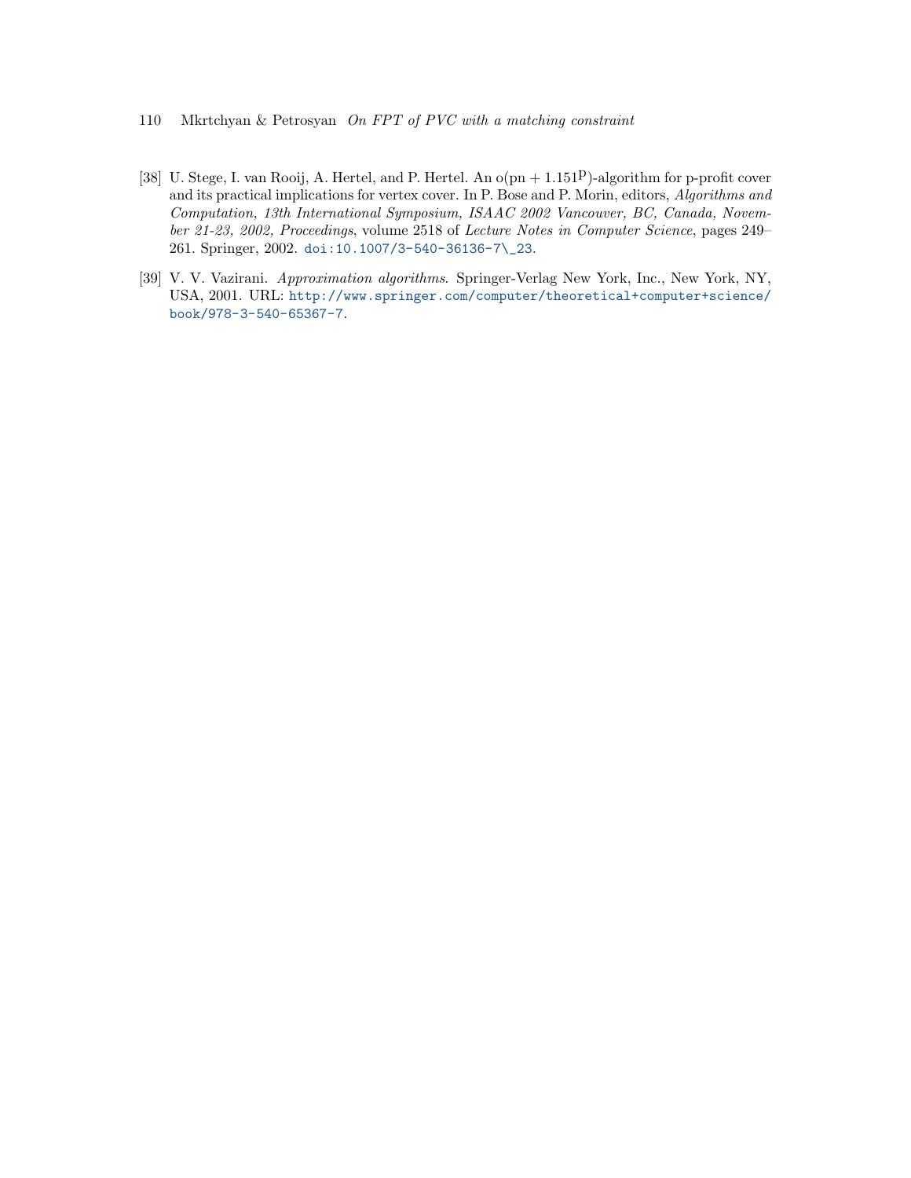[38] U. Stege, I. van Rooij, A. Hertel, and P. Hertel. An $o(pn + 1.151^p)$-algorithm for p-profit cover and its practical implications for vertex cover. In P. Bose and P. Morin, editors, *Algorithms and Computation, 13th International Symposium, ISAAC 2002 Vancouver, BC, Canada, November 21-23, 2002, Proceedings*, volume 2518 of *Lecture Notes in Computer Science*, pages 249–261. Springer, 2002. doi:10.1007/3-540-36136-7\_23.

[39] V. V. Vazirani. *Approximation algorithms*. Springer-Verlag New York, Inc., New York, NY, USA, 2001. URL: http://www.springer.com/computer/theoretical+computer+science/book/978-3-540-65367-7.